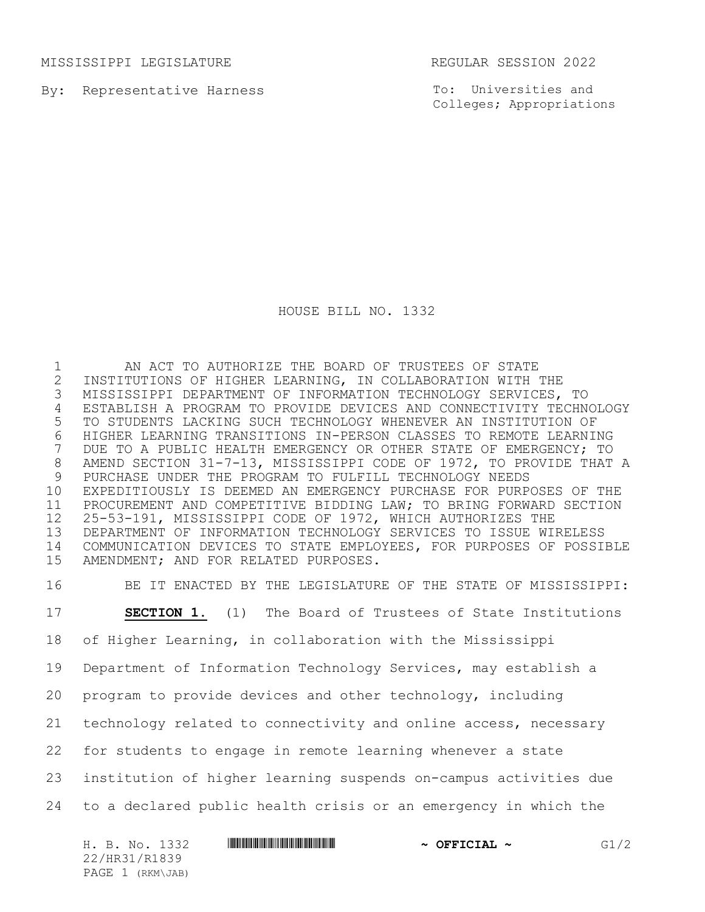MISSISSIPPI LEGISLATURE REGULAR SESSION 2022

By: Representative Harness

To: Universities and Colleges; Appropriations

# HOUSE BILL NO. 1332

AN ACT TO AUTHORIZE THE BOARD OF TRUSTEES OF STATE INSTITUTIONS OF HIGHER LEARNING, IN COLLABORATION WITH THE MISSISSIPPI DEPARTMENT OF INFORMATION TECHNOLOGY SERVICES, TO ESTABLISH A PROGRAM TO PROVIDE DEVICES AND CONNECTIVITY TECHNOLOGY TO STUDENTS LACKING SUCH TECHNOLOGY WHENEVER AN INSTITUTION OF HIGHER LEARNING TRANSITIONS IN-PERSON CLASSES TO REMOTE LEARNING DUE TO A PUBLIC HEALTH EMERGENCY OR OTHER STATE OF EMERGENCY; TO AMEND SECTION 31-7-13, MISSISSIPPI CODE OF 1972, TO PROVIDE THAT A PURCHASE UNDER THE PROGRAM TO FULFILL TECHNOLOGY NEEDS EXPEDITIOUSLY IS DEEMED AN EMERGENCY PURCHASE FOR PURPOSES OF THE PROCUREMENT AND COMPETITIVE BIDDING LAW; TO BRING FORWARD SECTION 25-53-191, MISSISSIPPI CODE OF 1972, WHICH AUTHORIZES THE DEPARTMENT OF INFORMATION TECHNOLOGY SERVICES TO ISSUE WIRELESS COMMUNICATION DEVICES TO STATE EMPLOYEES, FOR PURPOSES OF POSSIBLE AMENDMENT; AND FOR RELATED PURPOSES.

BE IT ENACTED BY THE LEGISLATURE OF THE STATE OF MISSISSIPPI:

**SECTION 1.** (1) The Board of Trustees of State Institutions of Higher Learning, in collaboration with the Mississippi Department of Information Technology Services, may establish a program to provide devices and other technology, including technology related to connectivity and online access, necessary for students to engage in remote learning whenever a state institution of higher learning suspends on-campus activities due to a declared public health crisis or an emergency in which the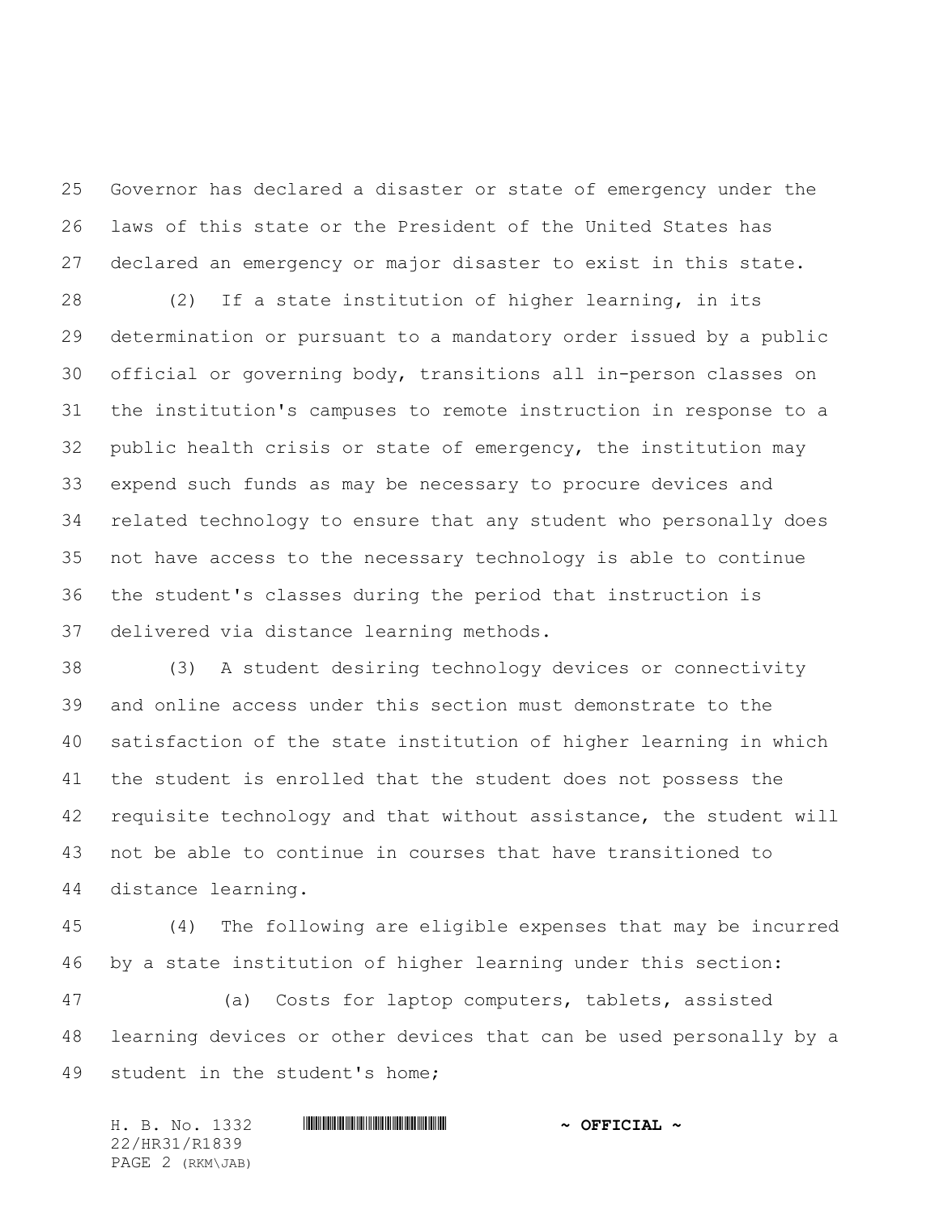Governor has declared a disaster or state of emergency under the laws of this state or the President of the United States has declared an emergency or major disaster to exist in this state.

(2) If a state institution of higher learning, in its determination or pursuant to a mandatory order issued by a public official or governing body, transitions all in-person classes on the institution's campuses to remote instruction in response to a public health crisis or state of emergency, the institution may expend such funds as may be necessary to procure devices and related technology to ensure that any student who personally does not have access to the necessary technology is able to continue the student's classes during the period that instruction is delivered via distance learning methods.

(3) A student desiring technology devices or connectivity and online access under this section must demonstrate to the satisfaction of the state institution of higher learning in which the student is enrolled that the student does not possess the requisite technology and that without assistance, the student will not be able to continue in courses that have transitioned to distance learning.

(4) The following are eligible expenses that may be incurred by a state institution of higher learning under this section:

(a) Costs for laptop computers, tablets, assisted learning devices or other devices that can be used personally by a student in the student's home;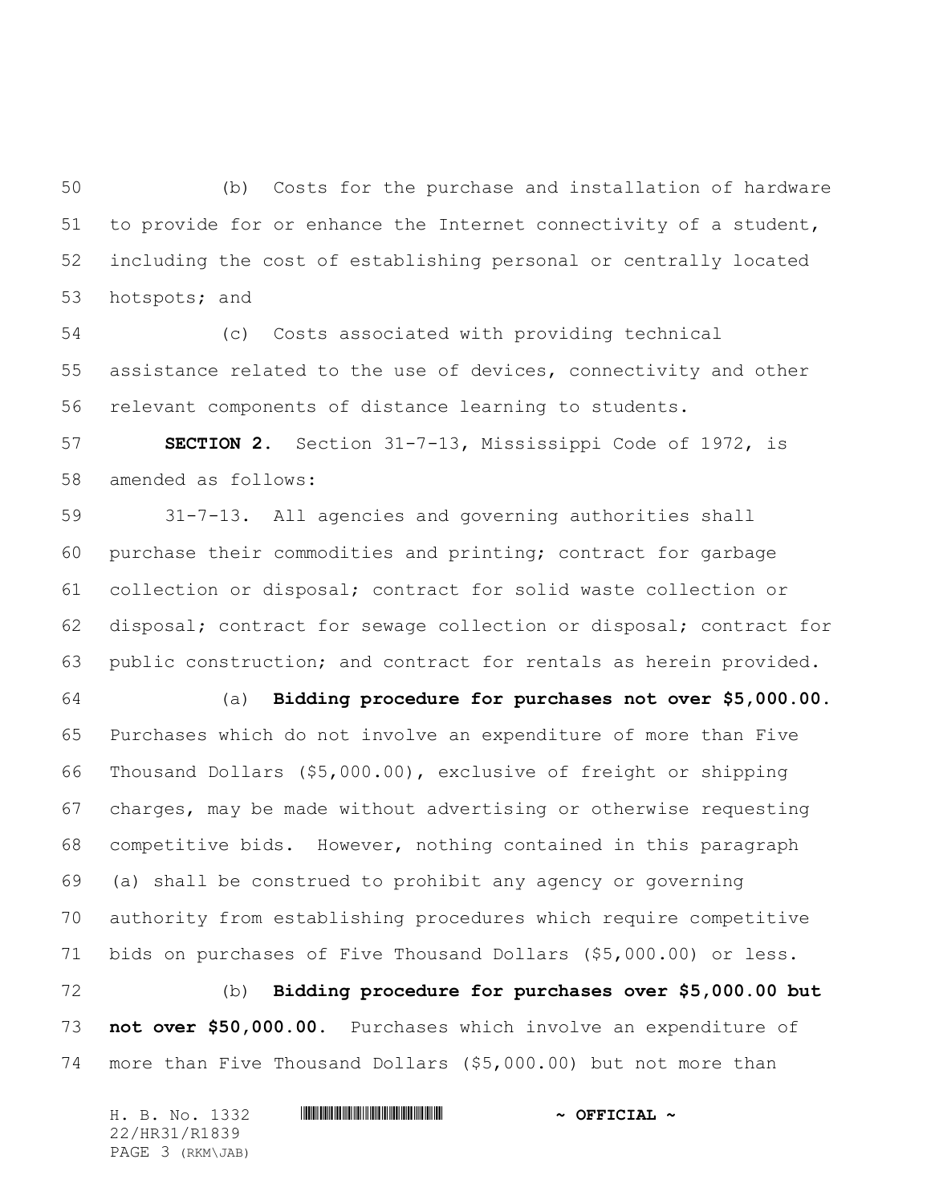(b) Costs for the purchase and installation of hardware to provide for or enhance the Internet connectivity of a student, including the cost of establishing personal or centrally located hotspots; and

(c) Costs associated with providing technical assistance related to the use of devices, connectivity and other relevant components of distance learning to students.

**SECTION 2.** Section 31-7-13, Mississippi Code of 1972, is amended as follows:

31-7-13. All agencies and governing authorities shall purchase their commodities and printing; contract for garbage collection or disposal; contract for solid waste collection or disposal; contract for sewage collection or disposal; contract for public construction; and contract for rentals as herein provided.

(a) **Bidding procedure for purchases not over $5,000.00.** Purchases which do not involve an expenditure of more than Five Thousand Dollars ($5,000.00), exclusive of freight or shipping charges, may be made without advertising or otherwise requesting competitive bids. However, nothing contained in this paragraph (a) shall be construed to prohibit any agency or governing authority from establishing procedures which require competitive bids on purchases of Five Thousand Dollars ($5,000.00) or less.

(b) **Bidding procedure for purchases over $5,000.00 but not over $50,000.00.** Purchases which involve an expenditure of more than Five Thousand Dollars ($5,000.00) but not more than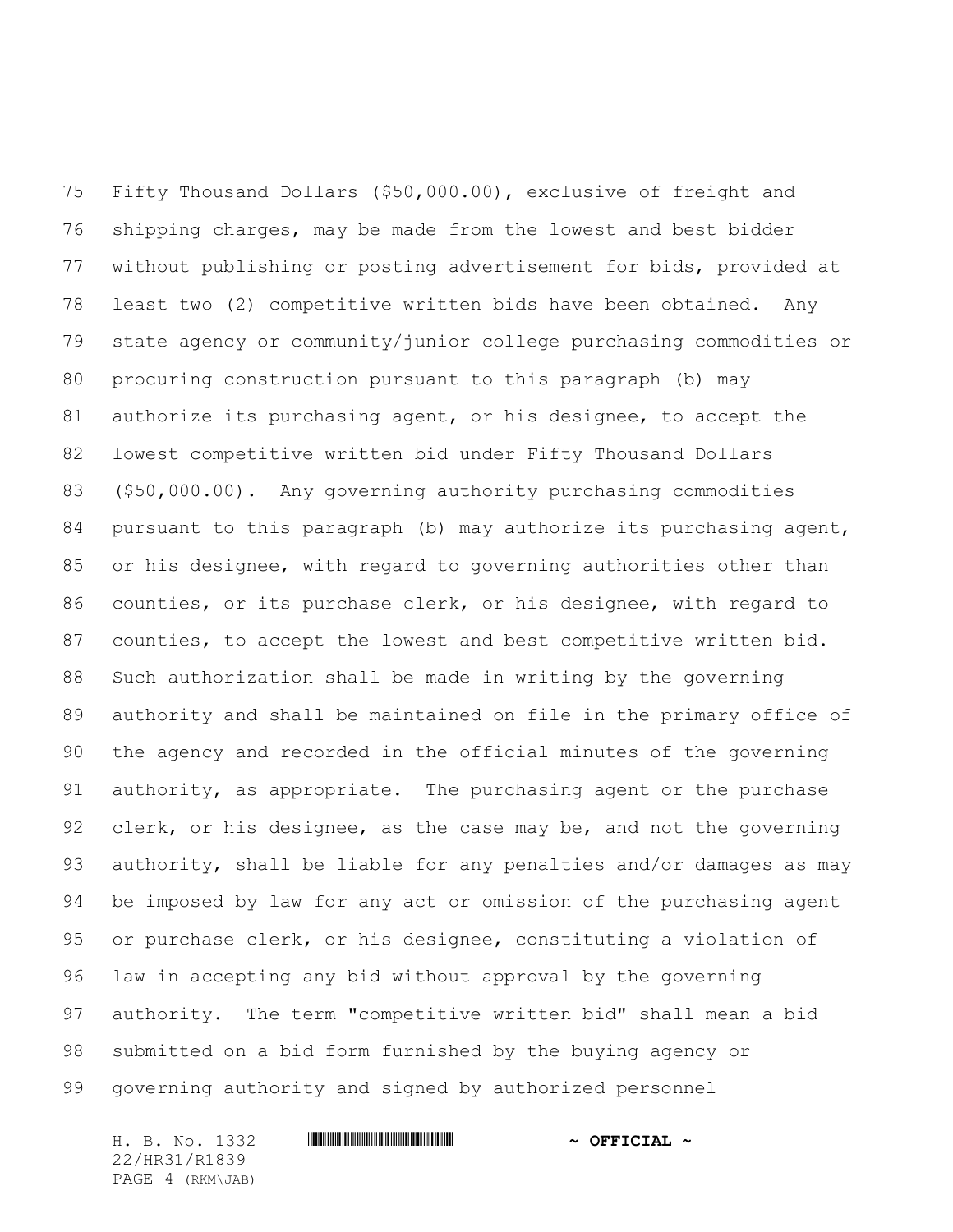Fifty Thousand Dollars ($50,000.00), exclusive of freight and shipping charges, may be made from the lowest and best bidder without publishing or posting advertisement for bids, provided at least two (2) competitive written bids have been obtained. Any state agency or community/junior college purchasing commodities or procuring construction pursuant to this paragraph (b) may authorize its purchasing agent, or his designee, to accept the lowest competitive written bid under Fifty Thousand Dollars ($50,000.00). Any governing authority purchasing commodities pursuant to this paragraph (b) may authorize its purchasing agent, or his designee, with regard to governing authorities other than counties, or its purchase clerk, or his designee, with regard to counties, to accept the lowest and best competitive written bid. Such authorization shall be made in writing by the governing authority and shall be maintained on file in the primary office of the agency and recorded in the official minutes of the governing authority, as appropriate. The purchasing agent or the purchase clerk, or his designee, as the case may be, and not the governing authority, shall be liable for any penalties and/or damages as may be imposed by law for any act or omission of the purchasing agent or purchase clerk, or his designee, constituting a violation of law in accepting any bid without approval by the governing authority. The term "competitive written bid" shall mean a bid submitted on a bid form furnished by the buying agency or governing authority and signed by authorized personnel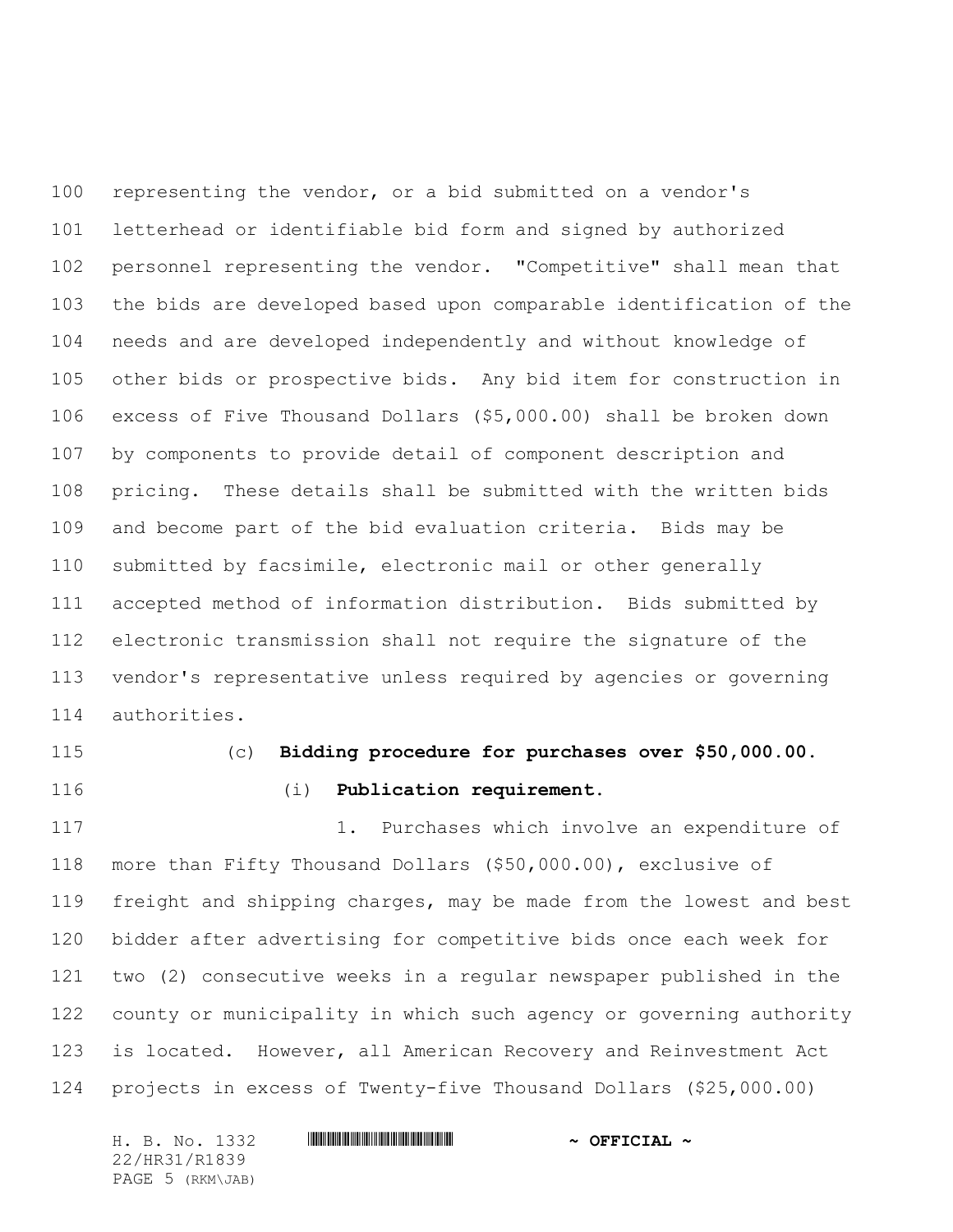representing the vendor, or a bid submitted on a vendor's letterhead or identifiable bid form and signed by authorized personnel representing the vendor. "Competitive" shall mean that the bids are developed based upon comparable identification of the needs and are developed independently and without knowledge of other bids or prospective bids. Any bid item for construction in excess of Five Thousand Dollars ($5,000.00) shall be broken down by components to provide detail of component description and pricing. These details shall be submitted with the written bids and become part of the bid evaluation criteria. Bids may be submitted by facsimile, electronic mail or other generally accepted method of information distribution. Bids submitted by electronic transmission shall not require the signature of the vendor's representative unless required by agencies or governing authorities.

(c) **Bidding procedure for purchases over $50,000.00.**

(i) **Publication requirement.**

1. Purchases which involve an expenditure of more than Fifty Thousand Dollars ($50,000.00), exclusive of freight and shipping charges, may be made from the lowest and best bidder after advertising for competitive bids once each week for two (2) consecutive weeks in a regular newspaper published in the county or municipality in which such agency or governing authority is located. However, all American Recovery and Reinvestment Act projects in excess of Twenty-five Thousand Dollars ($25,000.00)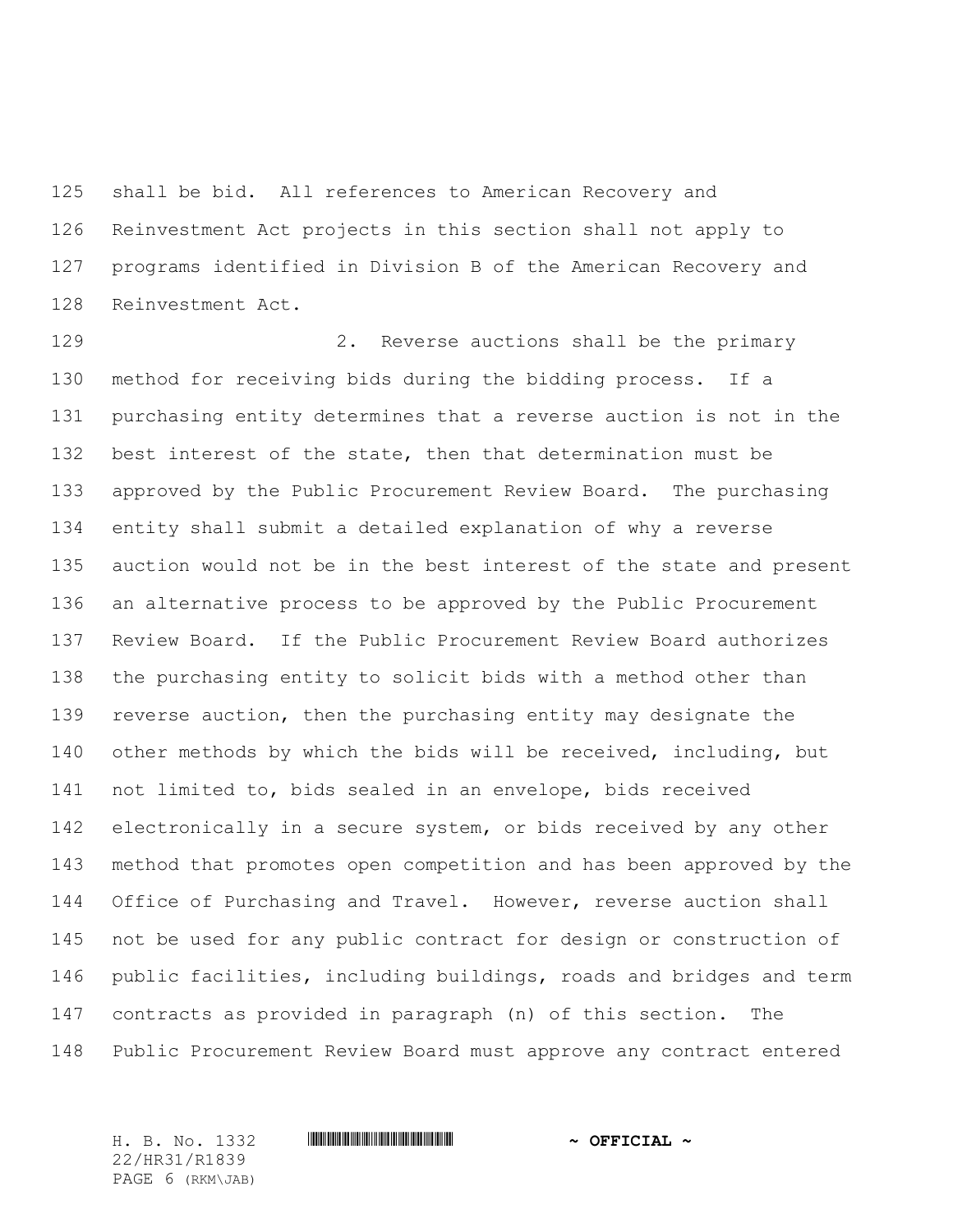shall be bid. All references to American Recovery and Reinvestment Act projects in this section shall not apply to programs identified in Division B of the American Recovery and Reinvestment Act.

2. Reverse auctions shall be the primary method for receiving bids during the bidding process. If a purchasing entity determines that a reverse auction is not in the best interest of the state, then that determination must be approved by the Public Procurement Review Board. The purchasing entity shall submit a detailed explanation of why a reverse auction would not be in the best interest of the state and present an alternative process to be approved by the Public Procurement Review Board. If the Public Procurement Review Board authorizes the purchasing entity to solicit bids with a method other than reverse auction, then the purchasing entity may designate the other methods by which the bids will be received, including, but not limited to, bids sealed in an envelope, bids received electronically in a secure system, or bids received by any other method that promotes open competition and has been approved by the Office of Purchasing and Travel. However, reverse auction shall not be used for any public contract for design or construction of public facilities, including buildings, roads and bridges and term contracts as provided in paragraph (n) of this section. The Public Procurement Review Board must approve any contract entered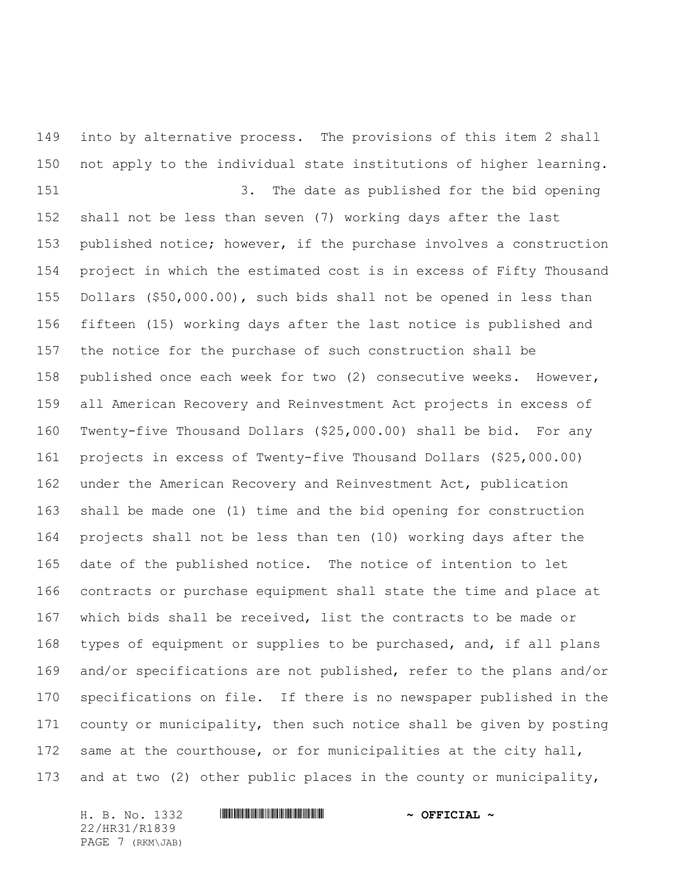into by alternative process. The provisions of this item 2 shall not apply to the individual state institutions of higher learning.

3. The date as published for the bid opening shall not be less than seven (7) working days after the last published notice; however, if the purchase involves a construction project in which the estimated cost is in excess of Fifty Thousand Dollars ($50,000.00), such bids shall not be opened in less than fifteen (15) working days after the last notice is published and the notice for the purchase of such construction shall be published once each week for two (2) consecutive weeks. However, all American Recovery and Reinvestment Act projects in excess of Twenty-five Thousand Dollars ($25,000.00) shall be bid. For any projects in excess of Twenty-five Thousand Dollars ($25,000.00) under the American Recovery and Reinvestment Act, publication shall be made one (1) time and the bid opening for construction projects shall not be less than ten (10) working days after the date of the published notice. The notice of intention to let contracts or purchase equipment shall state the time and place at which bids shall be received, list the contracts to be made or types of equipment or supplies to be purchased, and, if all plans and/or specifications are not published, refer to the plans and/or specifications on file. If there is no newspaper published in the county or municipality, then such notice shall be given by posting same at the courthouse, or for municipalities at the city hall, and at two (2) other public places in the county or municipality,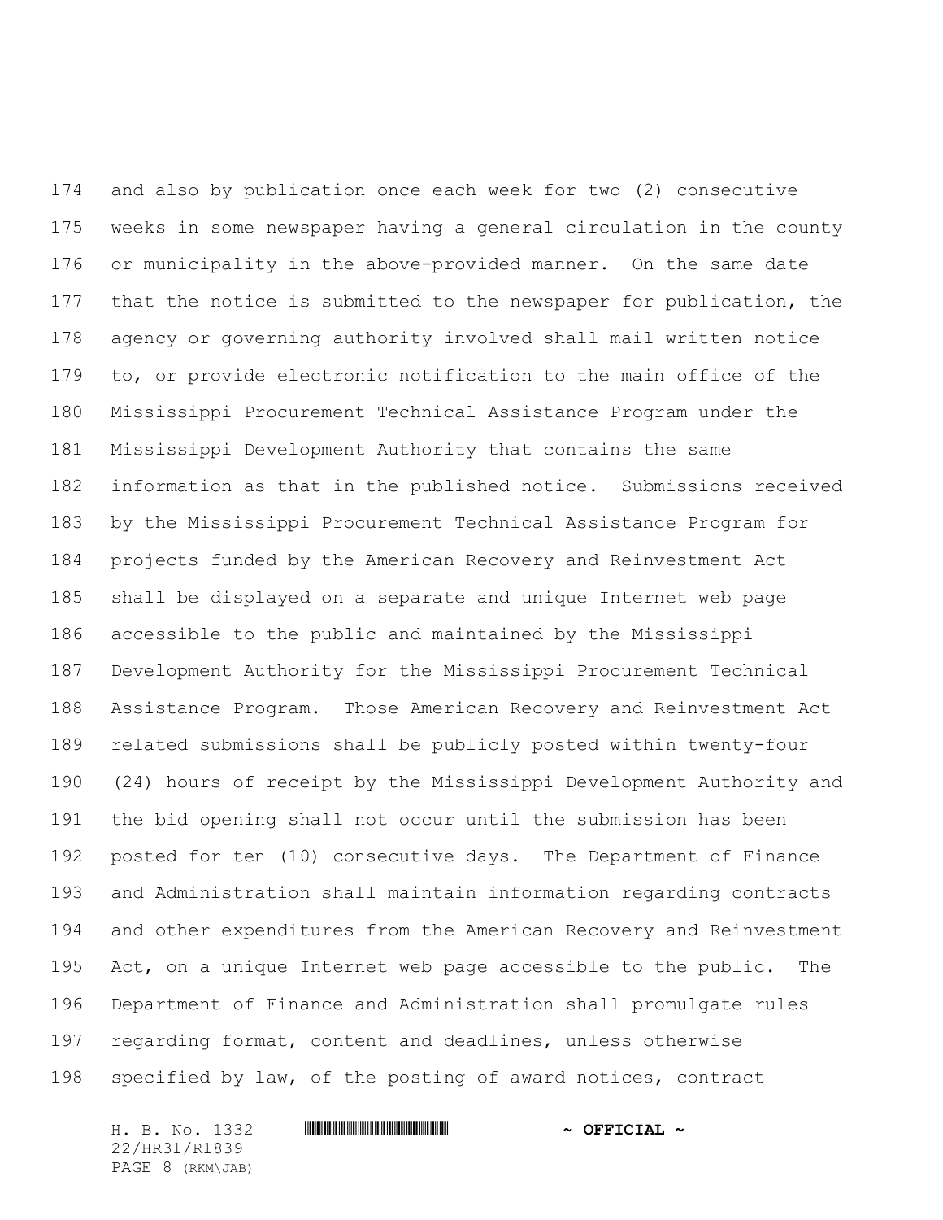and also by publication once each week for two (2) consecutive weeks in some newspaper having a general circulation in the county or municipality in the above-provided manner. On the same date that the notice is submitted to the newspaper for publication, the agency or governing authority involved shall mail written notice to, or provide electronic notification to the main office of the Mississippi Procurement Technical Assistance Program under the Mississippi Development Authority that contains the same information as that in the published notice. Submissions received by the Mississippi Procurement Technical Assistance Program for projects funded by the American Recovery and Reinvestment Act shall be displayed on a separate and unique Internet web page accessible to the public and maintained by the Mississippi Development Authority for the Mississippi Procurement Technical Assistance Program. Those American Recovery and Reinvestment Act related submissions shall be publicly posted within twenty-four (24) hours of receipt by the Mississippi Development Authority and the bid opening shall not occur until the submission has been posted for ten (10) consecutive days. The Department of Finance and Administration shall maintain information regarding contracts and other expenditures from the American Recovery and Reinvestment Act, on a unique Internet web page accessible to the public. The Department of Finance and Administration shall promulgate rules regarding format, content and deadlines, unless otherwise specified by law, of the posting of award notices, contract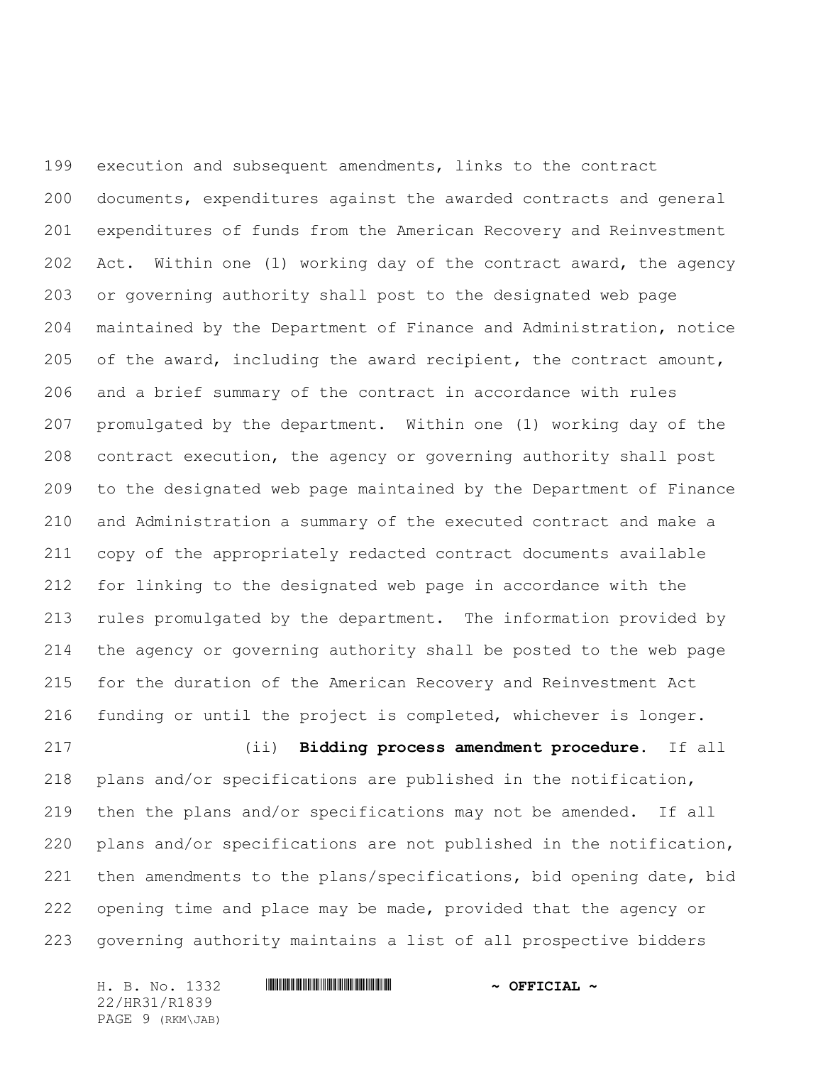execution and subsequent amendments, links to the contract documents, expenditures against the awarded contracts and general expenditures of funds from the American Recovery and Reinvestment Act. Within one (1) working day of the contract award, the agency or governing authority shall post to the designated web page maintained by the Department of Finance and Administration, notice of the award, including the award recipient, the contract amount, and a brief summary of the contract in accordance with rules promulgated by the department. Within one (1) working day of the contract execution, the agency or governing authority shall post to the designated web page maintained by the Department of Finance and Administration a summary of the executed contract and make a copy of the appropriately redacted contract documents available for linking to the designated web page in accordance with the rules promulgated by the department. The information provided by the agency or governing authority shall be posted to the web page for the duration of the American Recovery and Reinvestment Act funding or until the project is completed, whichever is longer.

(ii) **Bidding process amendment procedure**. If all plans and/or specifications are published in the notification, then the plans and/or specifications may not be amended. If all plans and/or specifications are not published in the notification, then amendments to the plans/specifications, bid opening date, bid opening time and place may be made, provided that the agency or governing authority maintains a list of all prospective bidders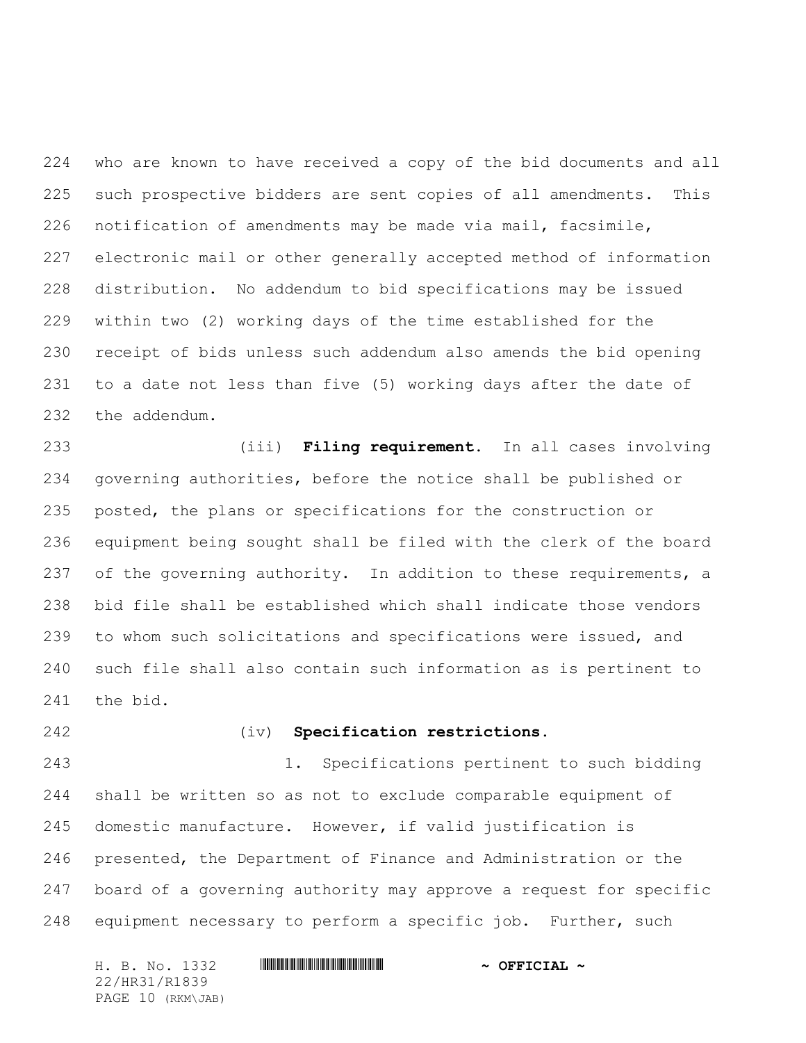who are known to have received a copy of the bid documents and all such prospective bidders are sent copies of all amendments. This notification of amendments may be made via mail, facsimile, electronic mail or other generally accepted method of information distribution. No addendum to bid specifications may be issued within two (2) working days of the time established for the receipt of bids unless such addendum also amends the bid opening to a date not less than five (5) working days after the date of the addendum.

(iii) **Filing requirement.** In all cases involving governing authorities, before the notice shall be published or posted, the plans or specifications for the construction or equipment being sought shall be filed with the clerk of the board of the governing authority. In addition to these requirements, a bid file shall be established which shall indicate those vendors to whom such solicitations and specifications were issued, and such file shall also contain such information as is pertinent to the bid.

(iv) **Specification restrictions.**

1. Specifications pertinent to such bidding shall be written so as not to exclude comparable equipment of domestic manufacture. However, if valid justification is presented, the Department of Finance and Administration or the board of a governing authority may approve a request for specific equipment necessary to perform a specific job. Further, such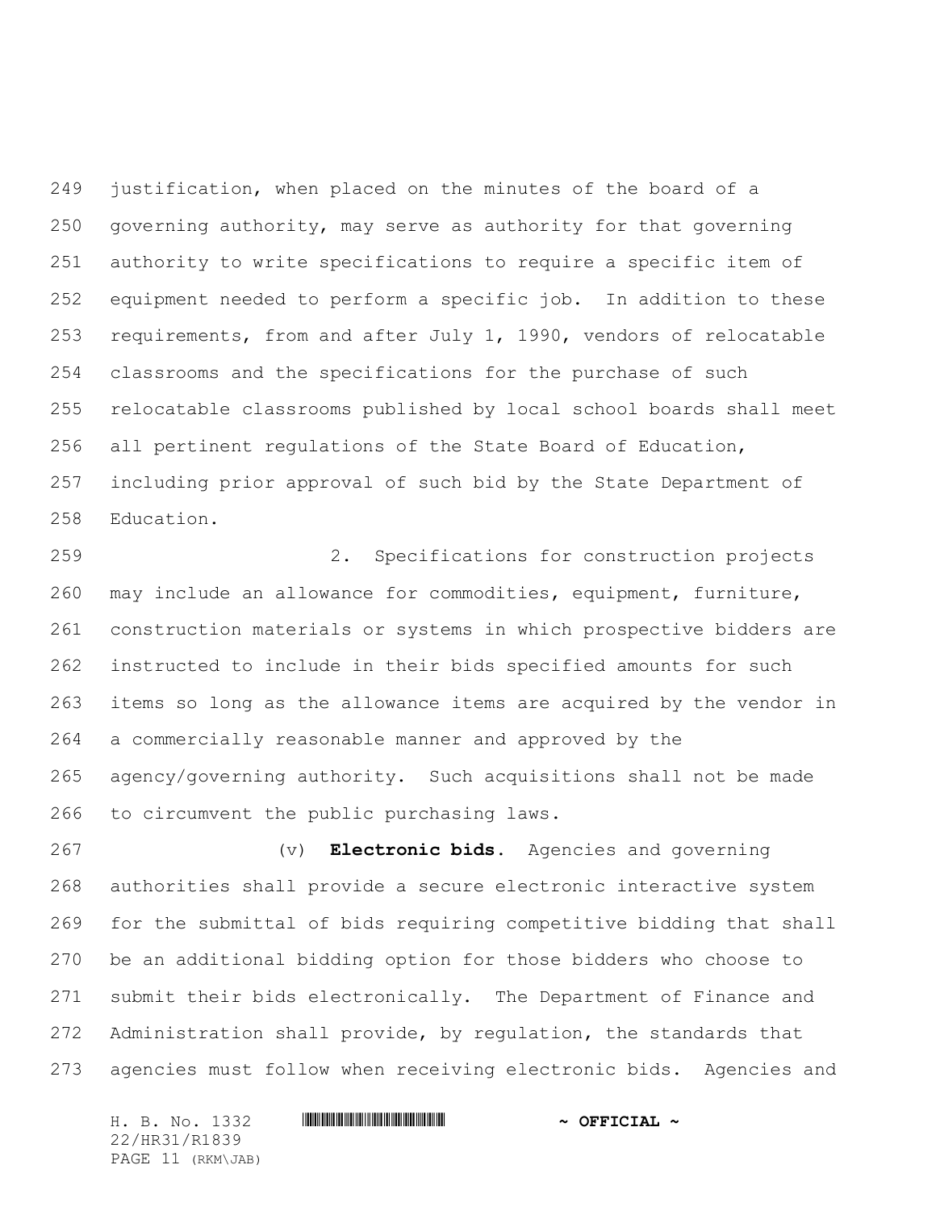justification, when placed on the minutes of the board of a governing authority, may serve as authority for that governing authority to write specifications to require a specific item of equipment needed to perform a specific job. In addition to these requirements, from and after July 1, 1990, vendors of relocatable classrooms and the specifications for the purchase of such relocatable classrooms published by local school boards shall meet all pertinent regulations of the State Board of Education, including prior approval of such bid by the State Department of Education.

2. Specifications for construction projects may include an allowance for commodities, equipment, furniture, construction materials or systems in which prospective bidders are instructed to include in their bids specified amounts for such items so long as the allowance items are acquired by the vendor in a commercially reasonable manner and approved by the agency/governing authority. Such acquisitions shall not be made to circumvent the public purchasing laws.

(v) **Electronic bids.** Agencies and governing authorities shall provide a secure electronic interactive system for the submittal of bids requiring competitive bidding that shall be an additional bidding option for those bidders who choose to submit their bids electronically. The Department of Finance and Administration shall provide, by regulation, the standards that agencies must follow when receiving electronic bids. Agencies and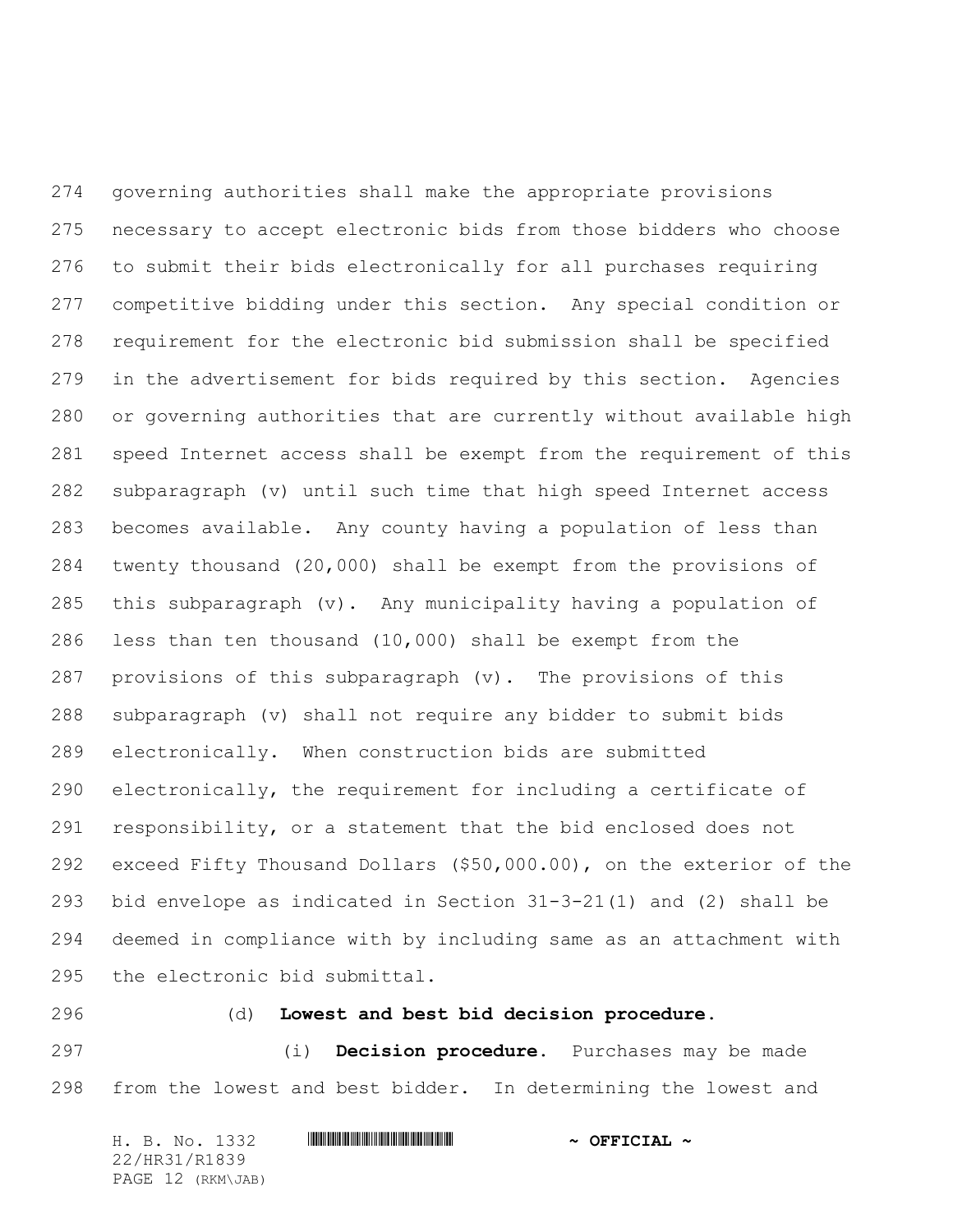governing authorities shall make the appropriate provisions necessary to accept electronic bids from those bidders who choose to submit their bids electronically for all purchases requiring competitive bidding under this section. Any special condition or requirement for the electronic bid submission shall be specified in the advertisement for bids required by this section. Agencies or governing authorities that are currently without available high speed Internet access shall be exempt from the requirement of this subparagraph (v) until such time that high speed Internet access becomes available. Any county having a population of less than twenty thousand (20,000) shall be exempt from the provisions of this subparagraph (v). Any municipality having a population of less than ten thousand (10,000) shall be exempt from the provisions of this subparagraph (v). The provisions of this subparagraph (v) shall not require any bidder to submit bids electronically. When construction bids are submitted electronically, the requirement for including a certificate of responsibility, or a statement that the bid enclosed does not exceed Fifty Thousand Dollars ($50,000.00), on the exterior of the bid envelope as indicated in Section 31-3-21(1) and (2) shall be deemed in compliance with by including same as an attachment with the electronic bid submittal.

(d) **Lowest and best bid decision procedure.**

(i) **Decision procedure.** Purchases may be made from the lowest and best bidder. In determining the lowest and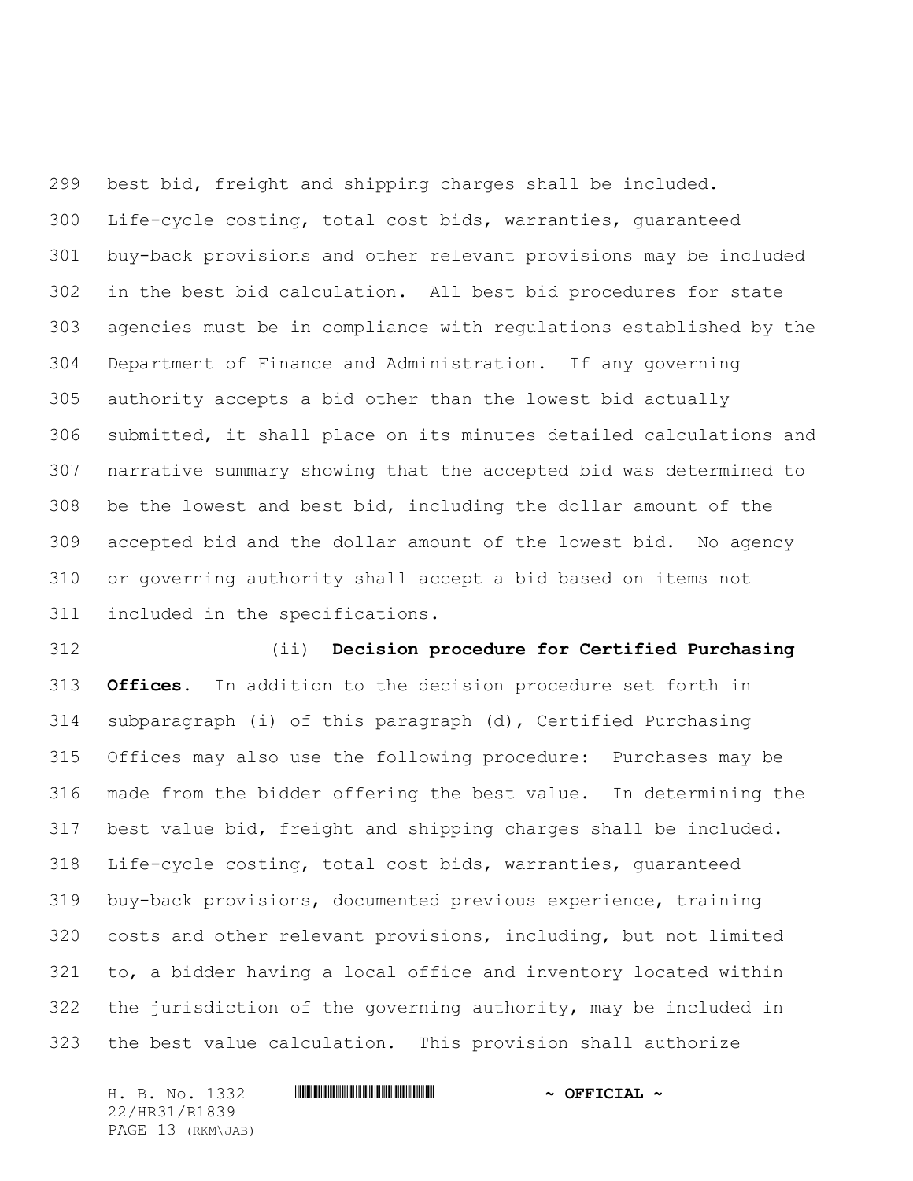best bid, freight and shipping charges shall be included. Life-cycle costing, total cost bids, warranties, guaranteed buy-back provisions and other relevant provisions may be included in the best bid calculation. All best bid procedures for state agencies must be in compliance with regulations established by the Department of Finance and Administration. If any governing authority accepts a bid other than the lowest bid actually submitted, it shall place on its minutes detailed calculations and narrative summary showing that the accepted bid was determined to be the lowest and best bid, including the dollar amount of the accepted bid and the dollar amount of the lowest bid. No agency or governing authority shall accept a bid based on items not included in the specifications.

(ii) **Decision procedure for Certified Purchasing Offices.** In addition to the decision procedure set forth in subparagraph (i) of this paragraph (d), Certified Purchasing Offices may also use the following procedure: Purchases may be made from the bidder offering the best value. In determining the best value bid, freight and shipping charges shall be included. Life-cycle costing, total cost bids, warranties, guaranteed buy-back provisions, documented previous experience, training costs and other relevant provisions, including, but not limited to, a bidder having a local office and inventory located within the jurisdiction of the governing authority, may be included in the best value calculation. This provision shall authorize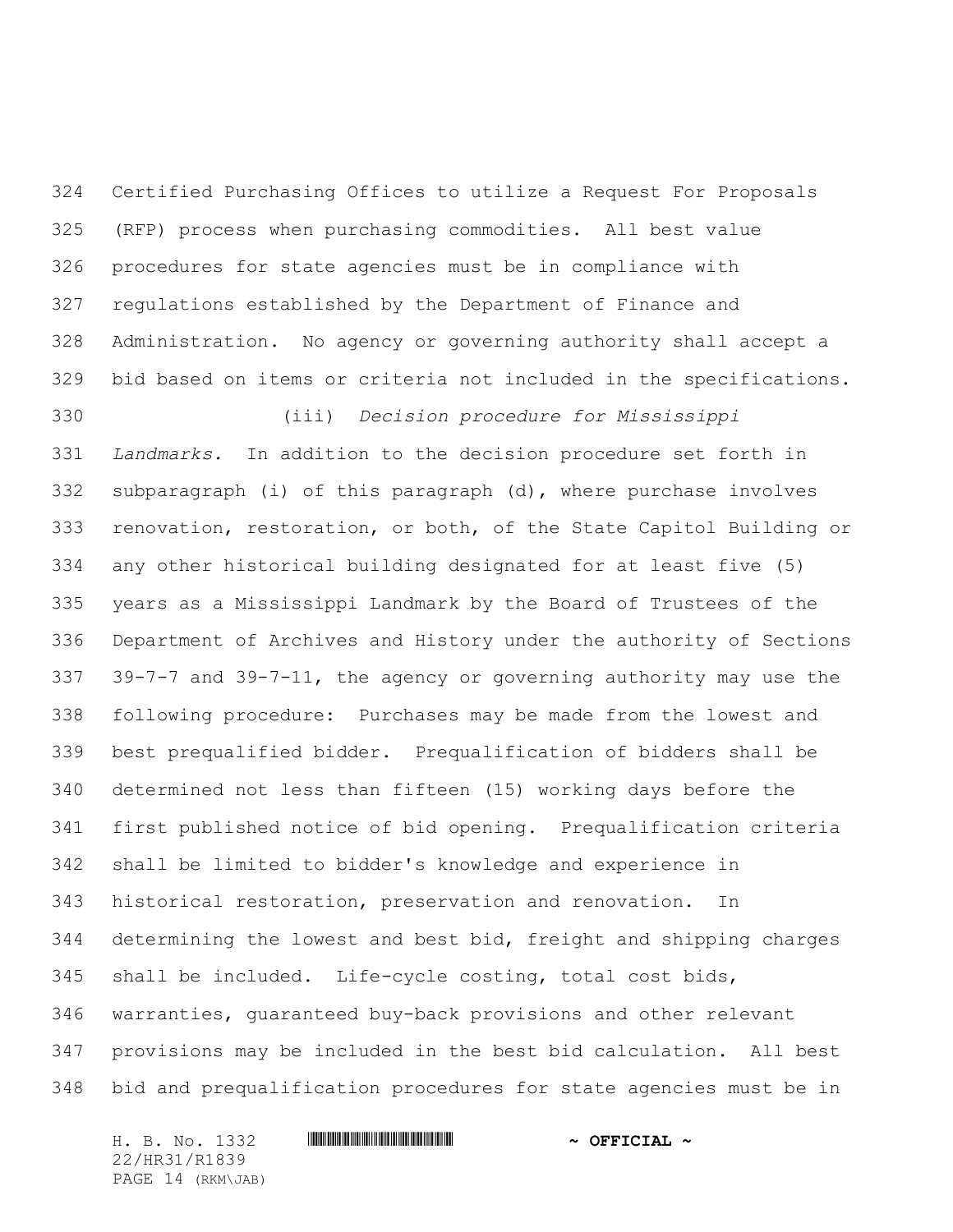Certified Purchasing Offices to utilize a Request For Proposals (RFP) process when purchasing commodities. All best value procedures for state agencies must be in compliance with regulations established by the Department of Finance and Administration. No agency or governing authority shall accept a bid based on items or criteria not included in the specifications.

(iii) *Decision procedure for Mississippi Landmarks.* In addition to the decision procedure set forth in subparagraph (i) of this paragraph (d), where purchase involves renovation, restoration, or both, of the State Capitol Building or any other historical building designated for at least five (5) years as a Mississippi Landmark by the Board of Trustees of the Department of Archives and History under the authority of Sections 39-7-7 and 39-7-11, the agency or governing authority may use the following procedure: Purchases may be made from the lowest and best prequalified bidder. Prequalification of bidders shall be determined not less than fifteen (15) working days before the first published notice of bid opening. Prequalification criteria shall be limited to bidder's knowledge and experience in historical restoration, preservation and renovation. In determining the lowest and best bid, freight and shipping charges shall be included. Life-cycle costing, total cost bids, warranties, guaranteed buy-back provisions and other relevant provisions may be included in the best bid calculation. All best bid and prequalification procedures for state agencies must be in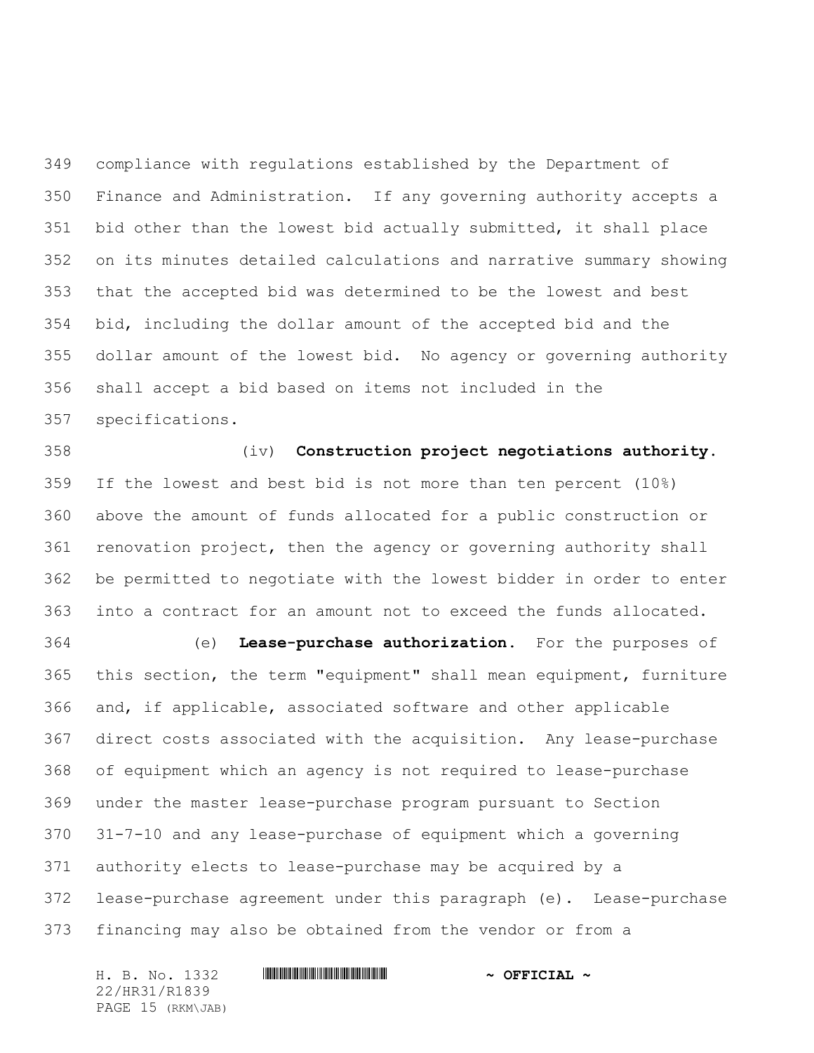compliance with regulations established by the Department of Finance and Administration. If any governing authority accepts a bid other than the lowest bid actually submitted, it shall place on its minutes detailed calculations and narrative summary showing that the accepted bid was determined to be the lowest and best bid, including the dollar amount of the accepted bid and the dollar amount of the lowest bid. No agency or governing authority shall accept a bid based on items not included in the specifications.

(iv) **Construction project negotiations authority.** If the lowest and best bid is not more than ten percent (10%) above the amount of funds allocated for a public construction or renovation project, then the agency or governing authority shall be permitted to negotiate with the lowest bidder in order to enter into a contract for an amount not to exceed the funds allocated.

(e) **Lease-purchase authorization.** For the purposes of this section, the term "equipment" shall mean equipment, furniture and, if applicable, associated software and other applicable direct costs associated with the acquisition. Any lease-purchase of equipment which an agency is not required to lease-purchase under the master lease-purchase program pursuant to Section 31-7-10 and any lease-purchase of equipment which a governing authority elects to lease-purchase may be acquired by a lease-purchase agreement under this paragraph (e). Lease-purchase financing may also be obtained from the vendor or from a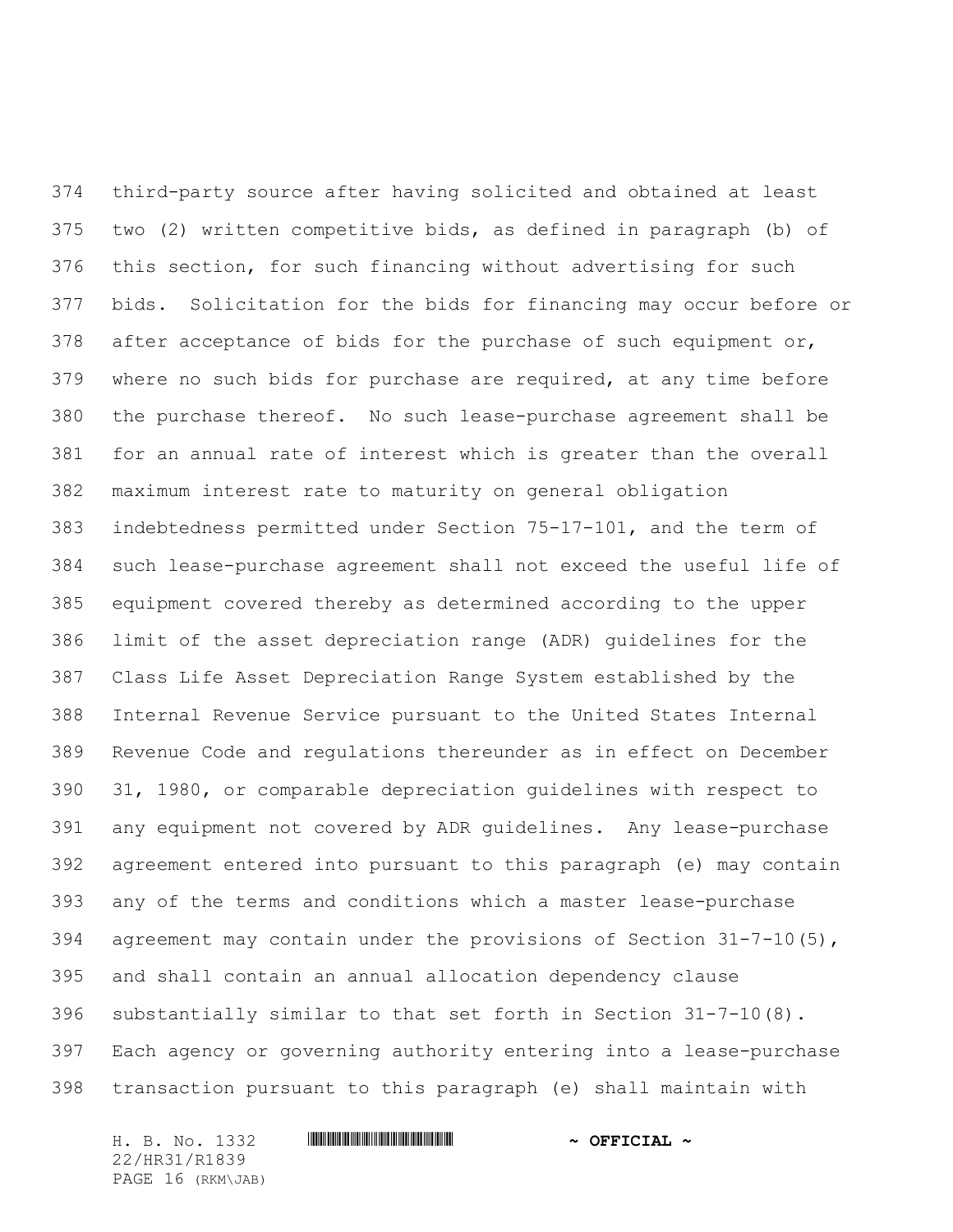third-party source after having solicited and obtained at least two (2) written competitive bids, as defined in paragraph (b) of this section, for such financing without advertising for such bids. Solicitation for the bids for financing may occur before or after acceptance of bids for the purchase of such equipment or, where no such bids for purchase are required, at any time before the purchase thereof. No such lease-purchase agreement shall be for an annual rate of interest which is greater than the overall maximum interest rate to maturity on general obligation indebtedness permitted under Section 75-17-101, and the term of such lease-purchase agreement shall not exceed the useful life of equipment covered thereby as determined according to the upper limit of the asset depreciation range (ADR) guidelines for the Class Life Asset Depreciation Range System established by the Internal Revenue Service pursuant to the United States Internal Revenue Code and regulations thereunder as in effect on December 31, 1980, or comparable depreciation guidelines with respect to any equipment not covered by ADR guidelines. Any lease-purchase agreement entered into pursuant to this paragraph (e) may contain any of the terms and conditions which a master lease-purchase agreement may contain under the provisions of Section 31-7-10(5), and shall contain an annual allocation dependency clause substantially similar to that set forth in Section 31-7-10(8). Each agency or governing authority entering into a lease-purchase transaction pursuant to this paragraph (e) shall maintain with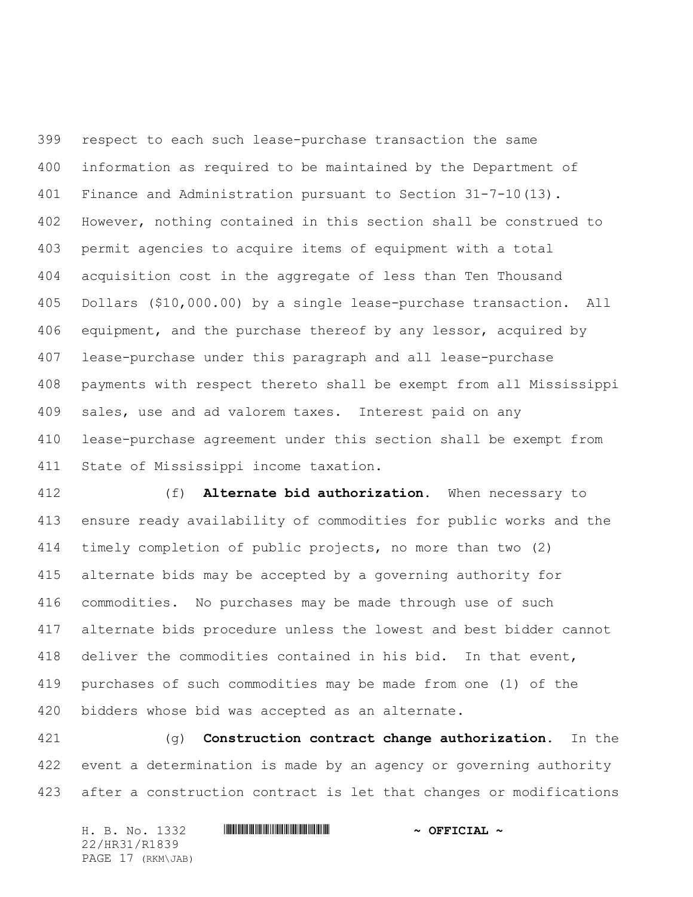respect to each such lease-purchase transaction the same information as required to be maintained by the Department of Finance and Administration pursuant to Section 31-7-10(13). However, nothing contained in this section shall be construed to permit agencies to acquire items of equipment with a total acquisition cost in the aggregate of less than Ten Thousand Dollars ($10,000.00) by a single lease-purchase transaction. All equipment, and the purchase thereof by any lessor, acquired by lease-purchase under this paragraph and all lease-purchase payments with respect thereto shall be exempt from all Mississippi sales, use and ad valorem taxes. Interest paid on any lease-purchase agreement under this section shall be exempt from State of Mississippi income taxation.

(f) **Alternate bid authorization.** When necessary to ensure ready availability of commodities for public works and the timely completion of public projects, no more than two (2) alternate bids may be accepted by a governing authority for commodities. No purchases may be made through use of such alternate bids procedure unless the lowest and best bidder cannot deliver the commodities contained in his bid. In that event, purchases of such commodities may be made from one (1) of the bidders whose bid was accepted as an alternate.

(g) **Construction contract change authorization.** In the event a determination is made by an agency or governing authority after a construction contract is let that changes or modifications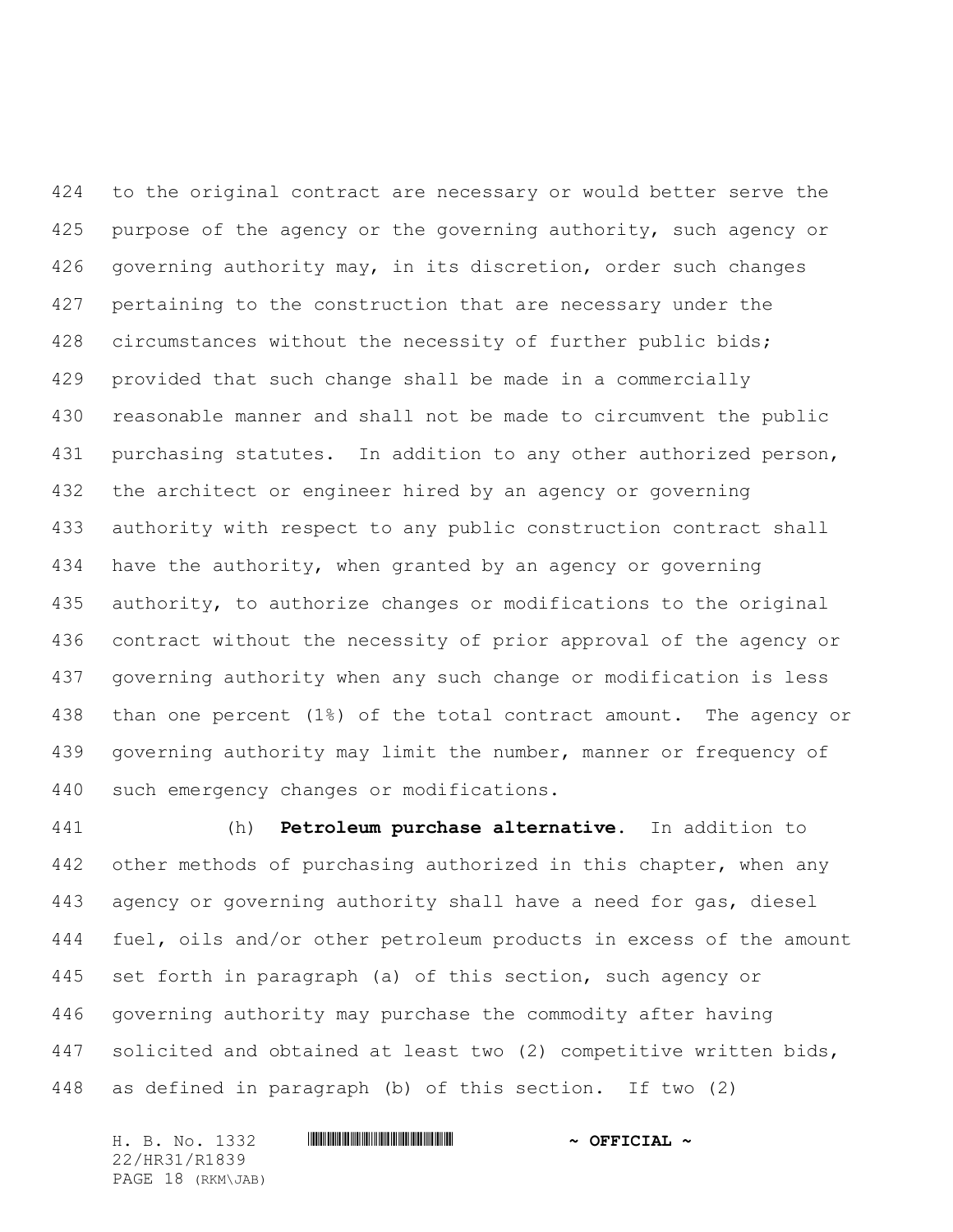to the original contract are necessary or would better serve the purpose of the agency or the governing authority, such agency or governing authority may, in its discretion, order such changes pertaining to the construction that are necessary under the circumstances without the necessity of further public bids; provided that such change shall be made in a commercially reasonable manner and shall not be made to circumvent the public purchasing statutes. In addition to any other authorized person, the architect or engineer hired by an agency or governing authority with respect to any public construction contract shall have the authority, when granted by an agency or governing authority, to authorize changes or modifications to the original contract without the necessity of prior approval of the agency or governing authority when any such change or modification is less than one percent (1%) of the total contract amount. The agency or governing authority may limit the number, manner or frequency of such emergency changes or modifications.

(h) **Petroleum purchase alternative.** In addition to other methods of purchasing authorized in this chapter, when any agency or governing authority shall have a need for gas, diesel fuel, oils and/or other petroleum products in excess of the amount set forth in paragraph (a) of this section, such agency or governing authority may purchase the commodity after having solicited and obtained at least two (2) competitive written bids, as defined in paragraph (b) of this section. If two (2)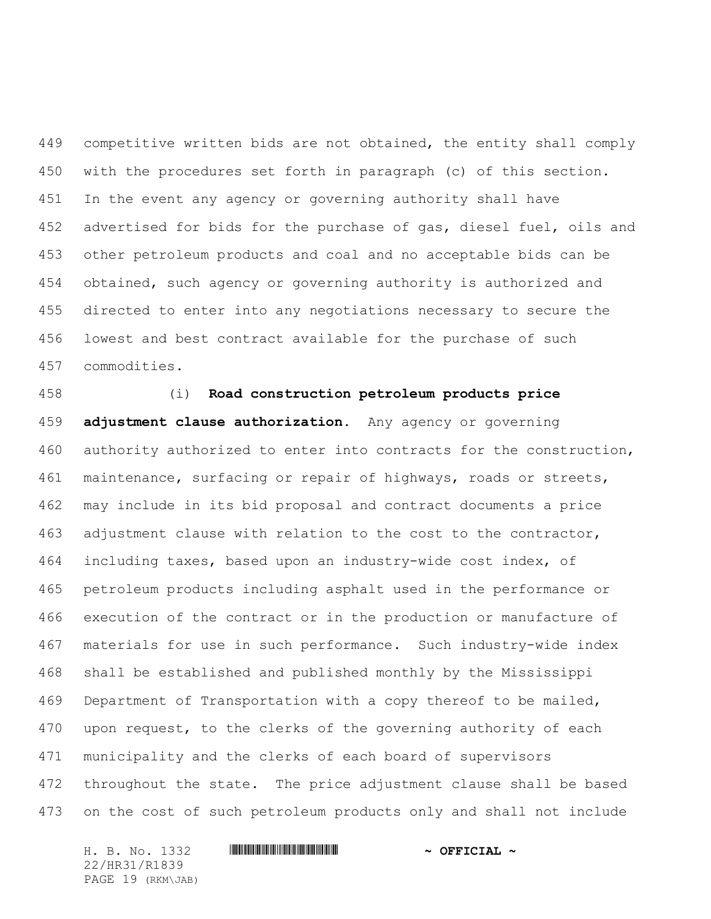competitive written bids are not obtained, the entity shall comply with the procedures set forth in paragraph (c) of this section. In the event any agency or governing authority shall have advertised for bids for the purchase of gas, diesel fuel, oils and other petroleum products and coal and no acceptable bids can be obtained, such agency or governing authority is authorized and directed to enter into any negotiations necessary to secure the lowest and best contract available for the purchase of such commodities.

(i) **Road construction petroleum products price adjustment clause authorization.** Any agency or governing authority authorized to enter into contracts for the construction, maintenance, surfacing or repair of highways, roads or streets, may include in its bid proposal and contract documents a price adjustment clause with relation to the cost to the contractor, including taxes, based upon an industry-wide cost index, of petroleum products including asphalt used in the performance or execution of the contract or in the production or manufacture of materials for use in such performance. Such industry-wide index shall be established and published monthly by the Mississippi Department of Transportation with a copy thereof to be mailed, upon request, to the clerks of the governing authority of each municipality and the clerks of each board of supervisors throughout the state. The price adjustment clause shall be based on the cost of such petroleum products only and shall not include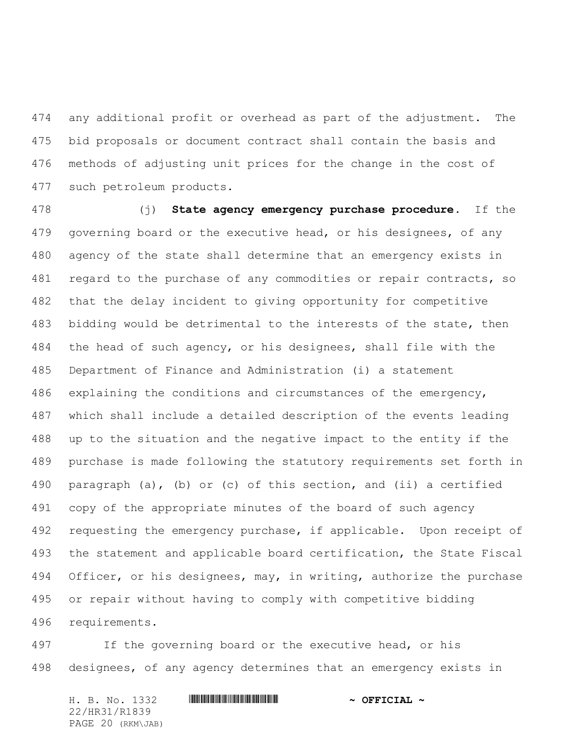any additional profit or overhead as part of the adjustment. The bid proposals or document contract shall contain the basis and methods of adjusting unit prices for the change in the cost of such petroleum products.

(j) **State agency emergency purchase procedure.** If the governing board or the executive head, or his designees, of any agency of the state shall determine that an emergency exists in regard to the purchase of any commodities or repair contracts, so that the delay incident to giving opportunity for competitive bidding would be detrimental to the interests of the state, then the head of such agency, or his designees, shall file with the Department of Finance and Administration (i) a statement explaining the conditions and circumstances of the emergency, which shall include a detailed description of the events leading up to the situation and the negative impact to the entity if the purchase is made following the statutory requirements set forth in paragraph (a), (b) or (c) of this section, and (ii) a certified copy of the appropriate minutes of the board of such agency requesting the emergency purchase, if applicable. Upon receipt of the statement and applicable board certification, the State Fiscal Officer, or his designees, may, in writing, authorize the purchase or repair without having to comply with competitive bidding requirements.

If the governing board or the executive head, or his designees, of any agency determines that an emergency exists in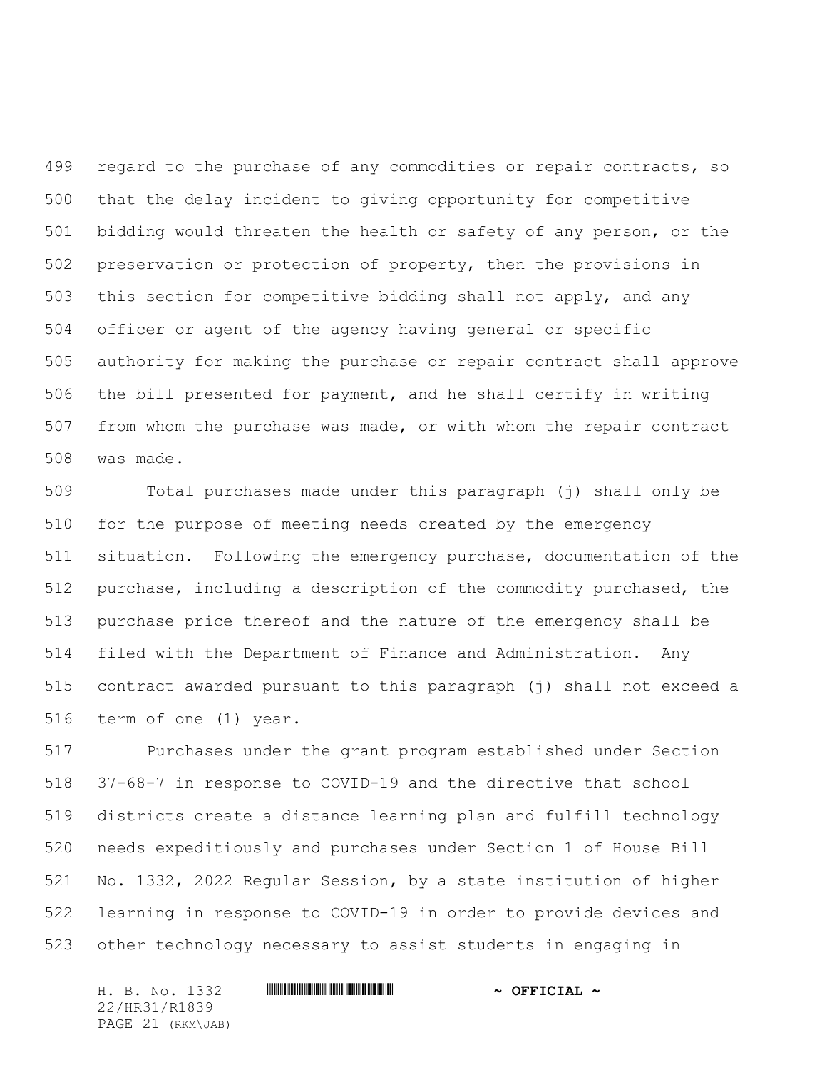regard to the purchase of any commodities or repair contracts, so that the delay incident to giving opportunity for competitive bidding would threaten the health or safety of any person, or the preservation or protection of property, then the provisions in this section for competitive bidding shall not apply, and any officer or agent of the agency having general or specific authority for making the purchase or repair contract shall approve the bill presented for payment, and he shall certify in writing from whom the purchase was made, or with whom the repair contract was made.

Total purchases made under this paragraph (j) shall only be for the purpose of meeting needs created by the emergency situation. Following the emergency purchase, documentation of the purchase, including a description of the commodity purchased, the purchase price thereof and the nature of the emergency shall be filed with the Department of Finance and Administration. Any contract awarded pursuant to this paragraph (j) shall not exceed a term of one (1) year.

Purchases under the grant program established under Section 37-68-7 in response to COVID-19 and the directive that school districts create a distance learning plan and fulfill technology needs expeditiously <u>and purchases under Section 1 of House Bill No. 1332, 2022 Regular Session, by a state institution of higher learning in response to COVID-19 in order to provide devices and other technology necessary to assist students in engaging in</u>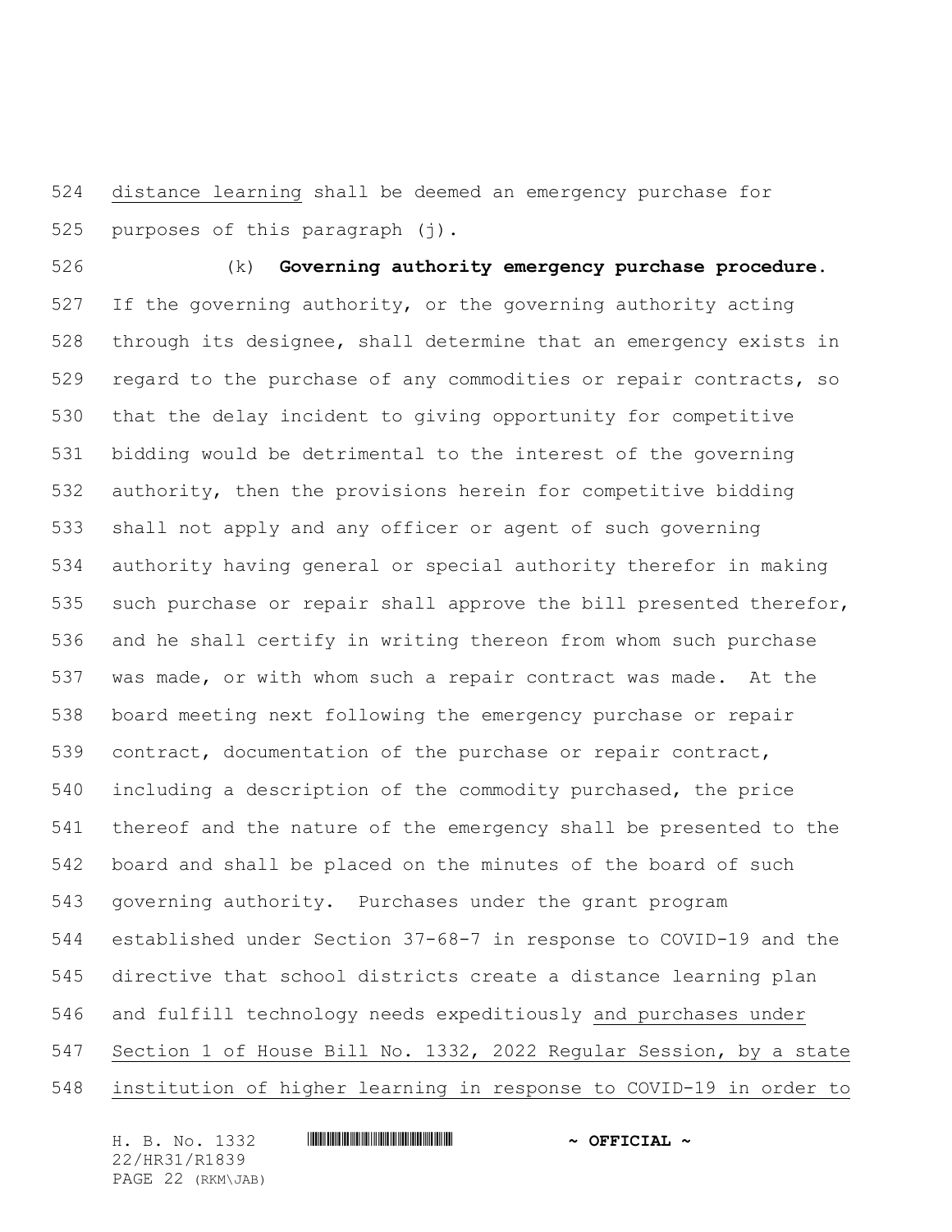distance learning shall be deemed an emergency purchase for purposes of this paragraph (j).

(k) **Governing authority emergency purchase procedure.** If the governing authority, or the governing authority acting through its designee, shall determine that an emergency exists in regard to the purchase of any commodities or repair contracts, so that the delay incident to giving opportunity for competitive bidding would be detrimental to the interest of the governing authority, then the provisions herein for competitive bidding shall not apply and any officer or agent of such governing authority having general or special authority therefor in making such purchase or repair shall approve the bill presented therefor, and he shall certify in writing thereon from whom such purchase was made, or with whom such a repair contract was made. At the board meeting next following the emergency purchase or repair contract, documentation of the purchase or repair contract, including a description of the commodity purchased, the price thereof and the nature of the emergency shall be presented to the board and shall be placed on the minutes of the board of such governing authority. Purchases under the grant program established under Section 37-68-7 in response to COVID-19 and the directive that school districts create a distance learning plan and fulfill technology needs expeditiously and purchases under Section 1 of House Bill No. 1332, 2022 Regular Session, by a state institution of higher learning in response to COVID-19 in order to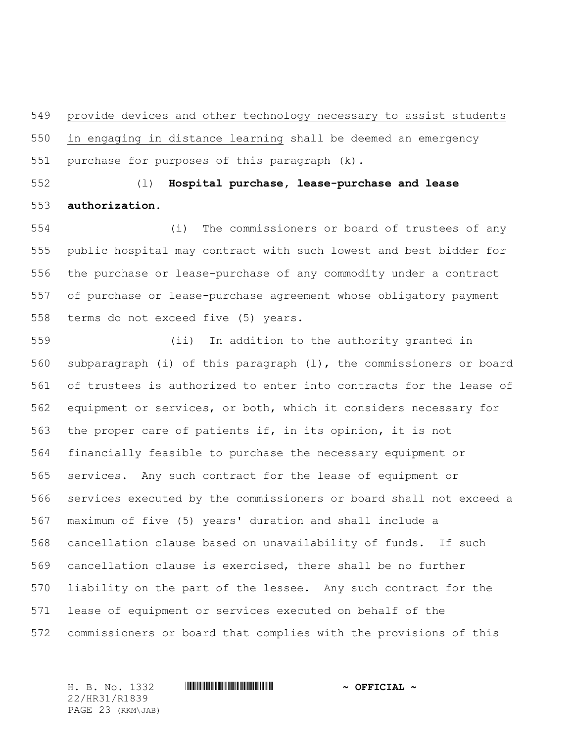provide devices and other technology necessary to assist students in engaging in distance learning shall be deemed an emergency purchase for purposes of this paragraph (k).

(l) **Hospital purchase, lease-purchase and lease authorization.**

(i) The commissioners or board of trustees of any public hospital may contract with such lowest and best bidder for the purchase or lease-purchase of any commodity under a contract of purchase or lease-purchase agreement whose obligatory payment terms do not exceed five (5) years.

(ii) In addition to the authority granted in subparagraph (i) of this paragraph (l), the commissioners or board of trustees is authorized to enter into contracts for the lease of equipment or services, or both, which it considers necessary for the proper care of patients if, in its opinion, it is not financially feasible to purchase the necessary equipment or services. Any such contract for the lease of equipment or services executed by the commissioners or board shall not exceed a maximum of five (5) years' duration and shall include a cancellation clause based on unavailability of funds. If such cancellation clause is exercised, there shall be no further liability on the part of the lessee. Any such contract for the lease of equipment or services executed on behalf of the commissioners or board that complies with the provisions of this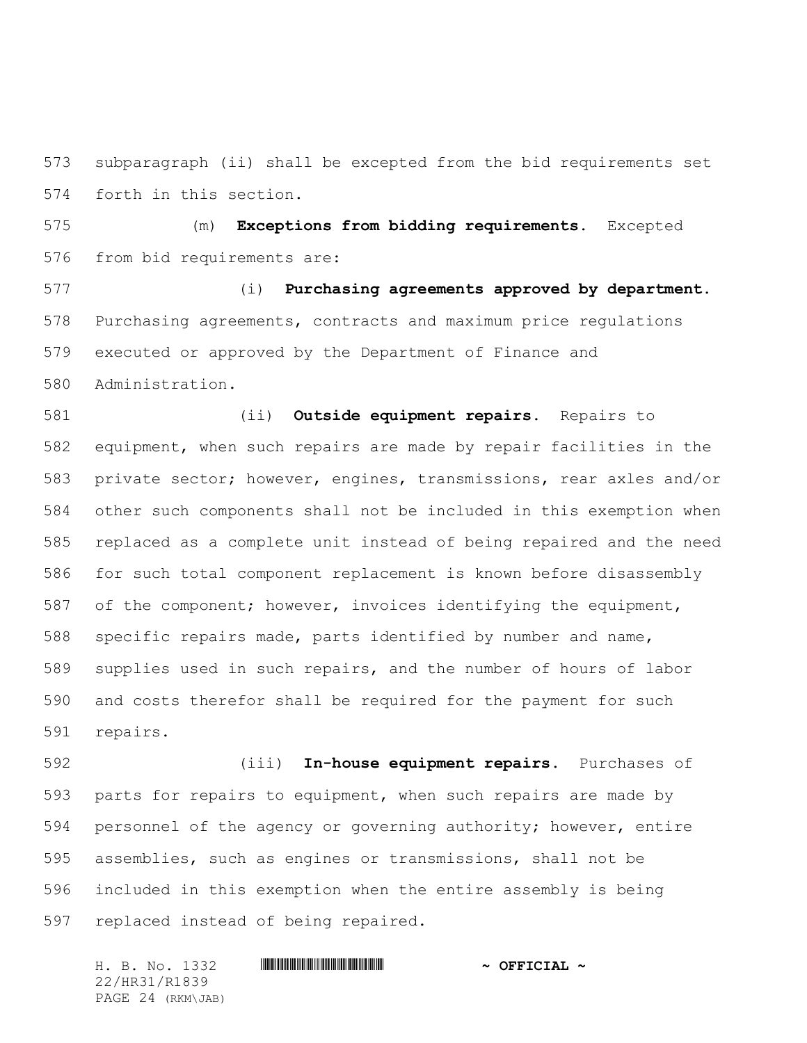subparagraph (ii) shall be excepted from the bid requirements set forth in this section.

(m) **Exceptions from bidding requirements.** Excepted from bid requirements are:

(i) **Purchasing agreements approved by department.** Purchasing agreements, contracts and maximum price regulations executed or approved by the Department of Finance and Administration.

(ii) **Outside equipment repairs.** Repairs to equipment, when such repairs are made by repair facilities in the private sector; however, engines, transmissions, rear axles and/or other such components shall not be included in this exemption when replaced as a complete unit instead of being repaired and the need for such total component replacement is known before disassembly of the component; however, invoices identifying the equipment, specific repairs made, parts identified by number and name, supplies used in such repairs, and the number of hours of labor and costs therefor shall be required for the payment for such repairs.

(iii) **In-house equipment repairs.** Purchases of parts for repairs to equipment, when such repairs are made by personnel of the agency or governing authority; however, entire assemblies, such as engines or transmissions, shall not be included in this exemption when the entire assembly is being replaced instead of being repaired.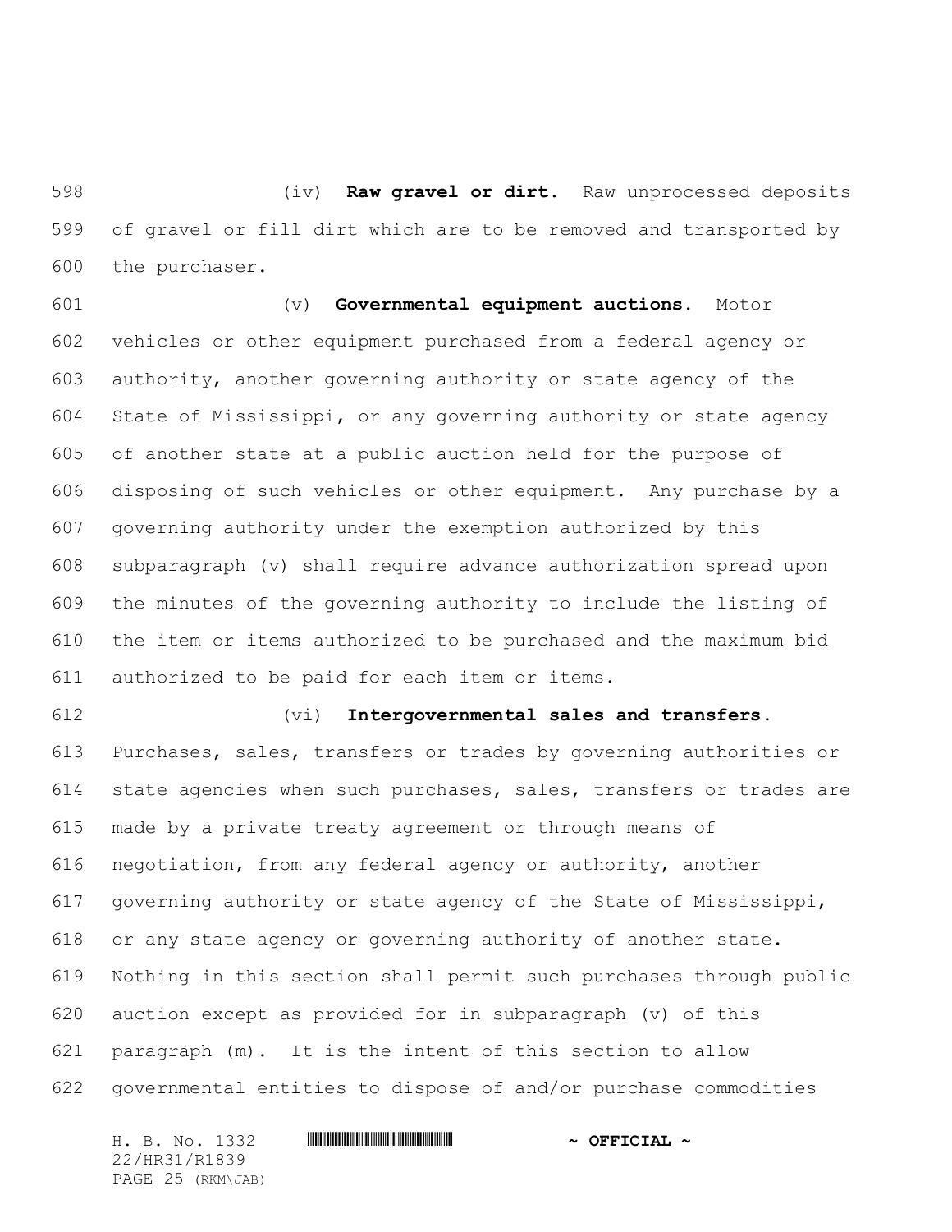(iv) **Raw gravel or dirt.** Raw unprocessed deposits of gravel or fill dirt which are to be removed and transported by the purchaser.

(v) **Governmental equipment auctions.** Motor vehicles or other equipment purchased from a federal agency or authority, another governing authority or state agency of the State of Mississippi, or any governing authority or state agency of another state at a public auction held for the purpose of disposing of such vehicles or other equipment. Any purchase by a governing authority under the exemption authorized by this subparagraph (v) shall require advance authorization spread upon the minutes of the governing authority to include the listing of the item or items authorized to be purchased and the maximum bid authorized to be paid for each item or items.

(vi) **Intergovernmental sales and transfers.** Purchases, sales, transfers or trades by governing authorities or state agencies when such purchases, sales, transfers or trades are made by a private treaty agreement or through means of negotiation, from any federal agency or authority, another governing authority or state agency of the State of Mississippi, or any state agency or governing authority of another state. Nothing in this section shall permit such purchases through public auction except as provided for in subparagraph (v) of this paragraph (m). It is the intent of this section to allow governmental entities to dispose of and/or purchase commodities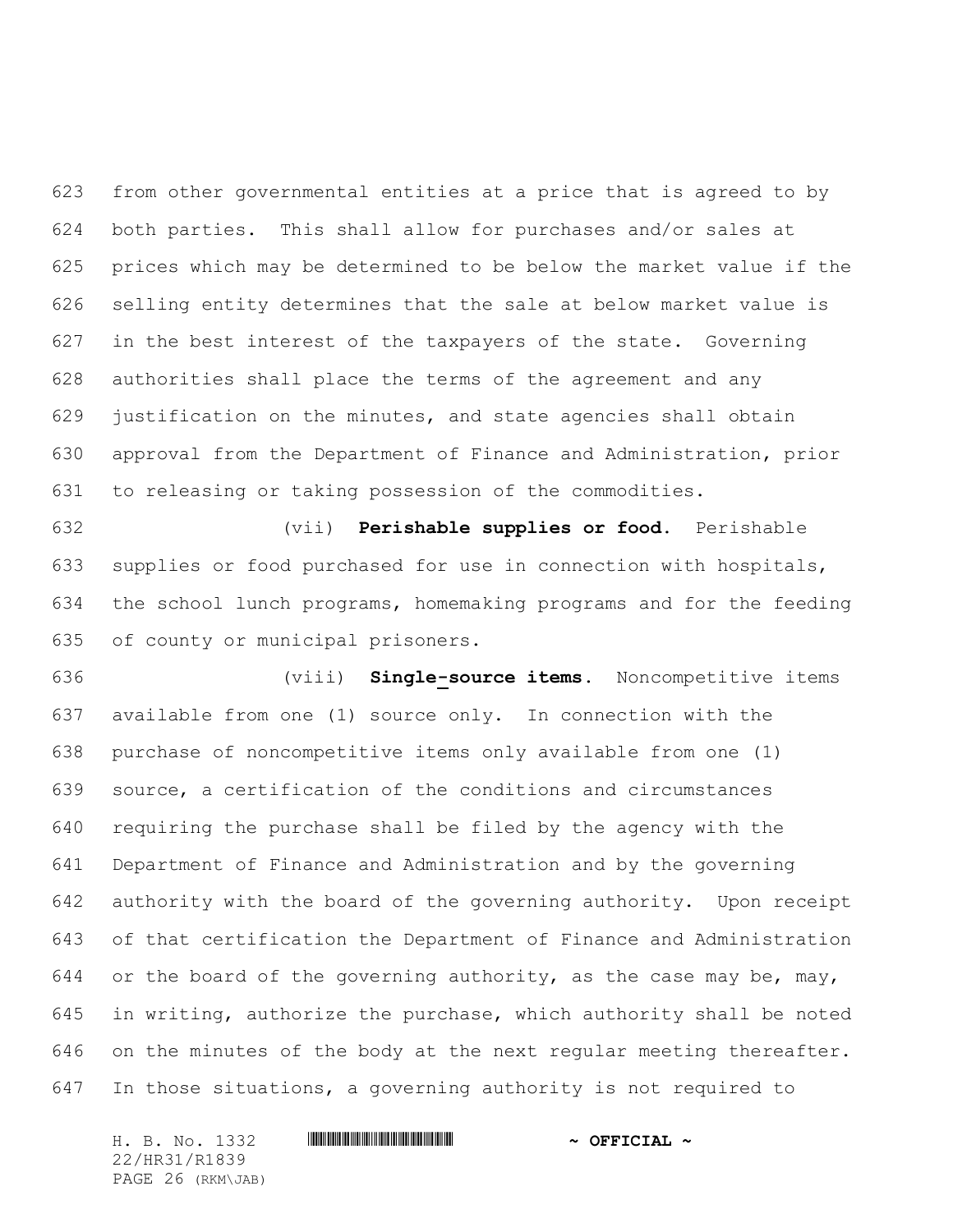from other governmental entities at a price that is agreed to by both parties. This shall allow for purchases and/or sales at prices which may be determined to be below the market value if the selling entity determines that the sale at below market value is in the best interest of the taxpayers of the state. Governing authorities shall place the terms of the agreement and any justification on the minutes, and state agencies shall obtain approval from the Department of Finance and Administration, prior to releasing or taking possession of the commodities.

(vii) **Perishable supplies or food.** Perishable supplies or food purchased for use in connection with hospitals, the school lunch programs, homemaking programs and for the feeding of county or municipal prisoners.

(viii) **Single-source items.** Noncompetitive items available from one (1) source only. In connection with the purchase of noncompetitive items only available from one (1) source, a certification of the conditions and circumstances requiring the purchase shall be filed by the agency with the Department of Finance and Administration and by the governing authority with the board of the governing authority. Upon receipt of that certification the Department of Finance and Administration or the board of the governing authority, as the case may be, may, in writing, authorize the purchase, which authority shall be noted on the minutes of the body at the next regular meeting thereafter. In those situations, a governing authority is not required to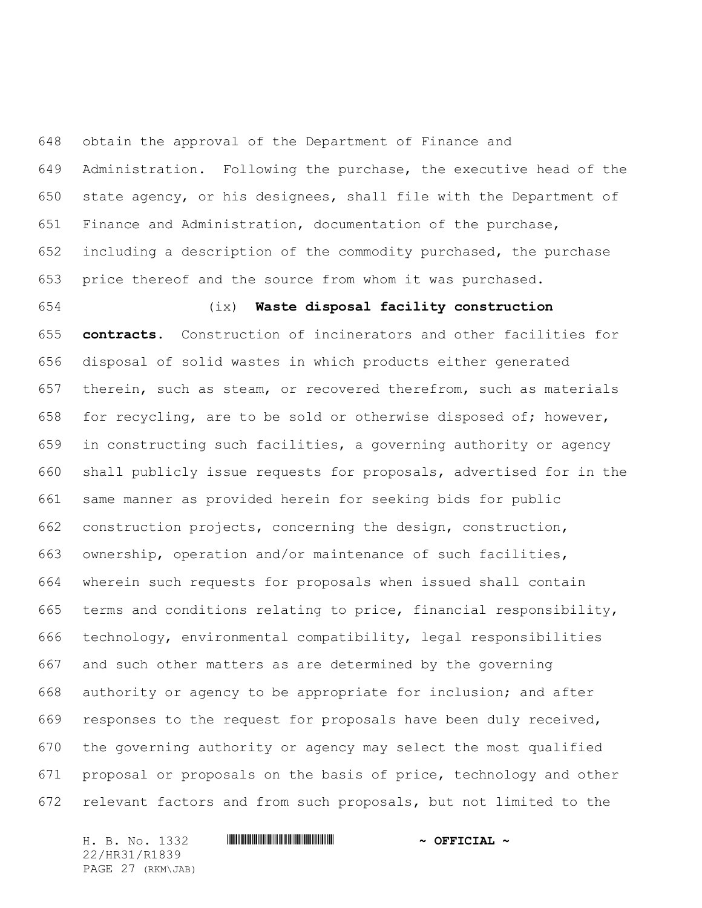obtain the approval of the Department of Finance and Administration. Following the purchase, the executive head of the state agency, or his designees, shall file with the Department of Finance and Administration, documentation of the purchase, including a description of the commodity purchased, the purchase price thereof and the source from whom it was purchased.

(ix) **Waste disposal facility construction contracts.** Construction of incinerators and other facilities for disposal of solid wastes in which products either generated therein, such as steam, or recovered therefrom, such as materials for recycling, are to be sold or otherwise disposed of; however, in constructing such facilities, a governing authority or agency shall publicly issue requests for proposals, advertised for in the same manner as provided herein for seeking bids for public construction projects, concerning the design, construction, ownership, operation and/or maintenance of such facilities, wherein such requests for proposals when issued shall contain terms and conditions relating to price, financial responsibility, technology, environmental compatibility, legal responsibilities and such other matters as are determined by the governing authority or agency to be appropriate for inclusion; and after responses to the request for proposals have been duly received, the governing authority or agency may select the most qualified proposal or proposals on the basis of price, technology and other relevant factors and from such proposals, but not limited to the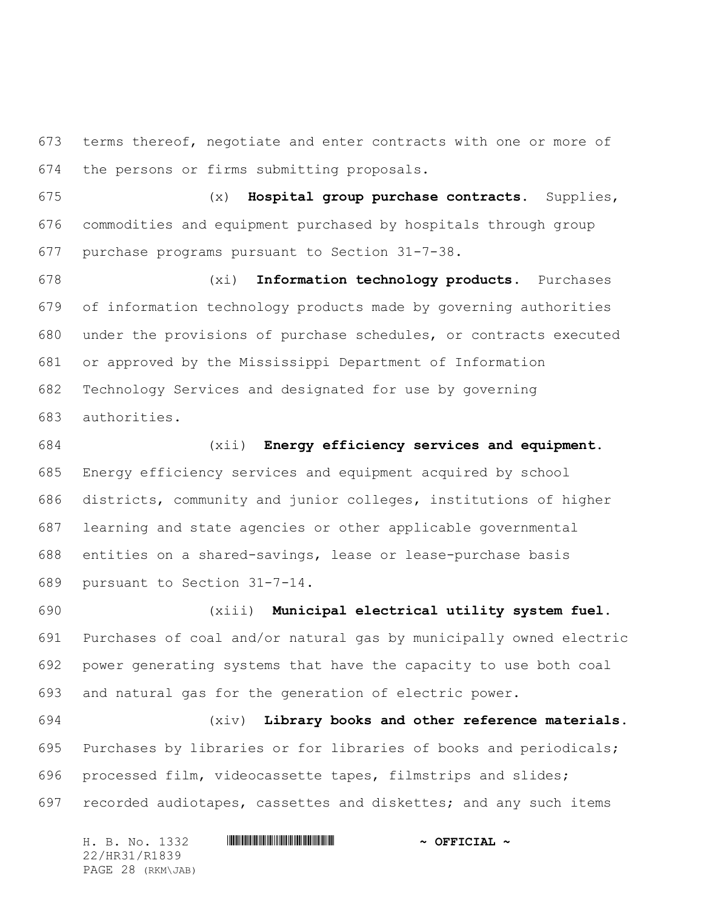terms thereof, negotiate and enter contracts with one or more of the persons or firms submitting proposals.

(x) **Hospital group purchase contracts.** Supplies, commodities and equipment purchased by hospitals through group purchase programs pursuant to Section 31-7-38.

(xi) **Information technology products.** Purchases of information technology products made by governing authorities under the provisions of purchase schedules, or contracts executed or approved by the Mississippi Department of Information Technology Services and designated for use by governing authorities.

(xii) **Energy efficiency services and equipment.** Energy efficiency services and equipment acquired by school districts, community and junior colleges, institutions of higher learning and state agencies or other applicable governmental entities on a shared-savings, lease or lease-purchase basis pursuant to Section 31-7-14.

(xiii) **Municipal electrical utility system fuel.** Purchases of coal and/or natural gas by municipally owned electric power generating systems that have the capacity to use both coal and natural gas for the generation of electric power.

(xiv) **Library books and other reference materials.** Purchases by libraries or for libraries of books and periodicals; processed film, videocassette tapes, filmstrips and slides; recorded audiotapes, cassettes and diskettes; and any such items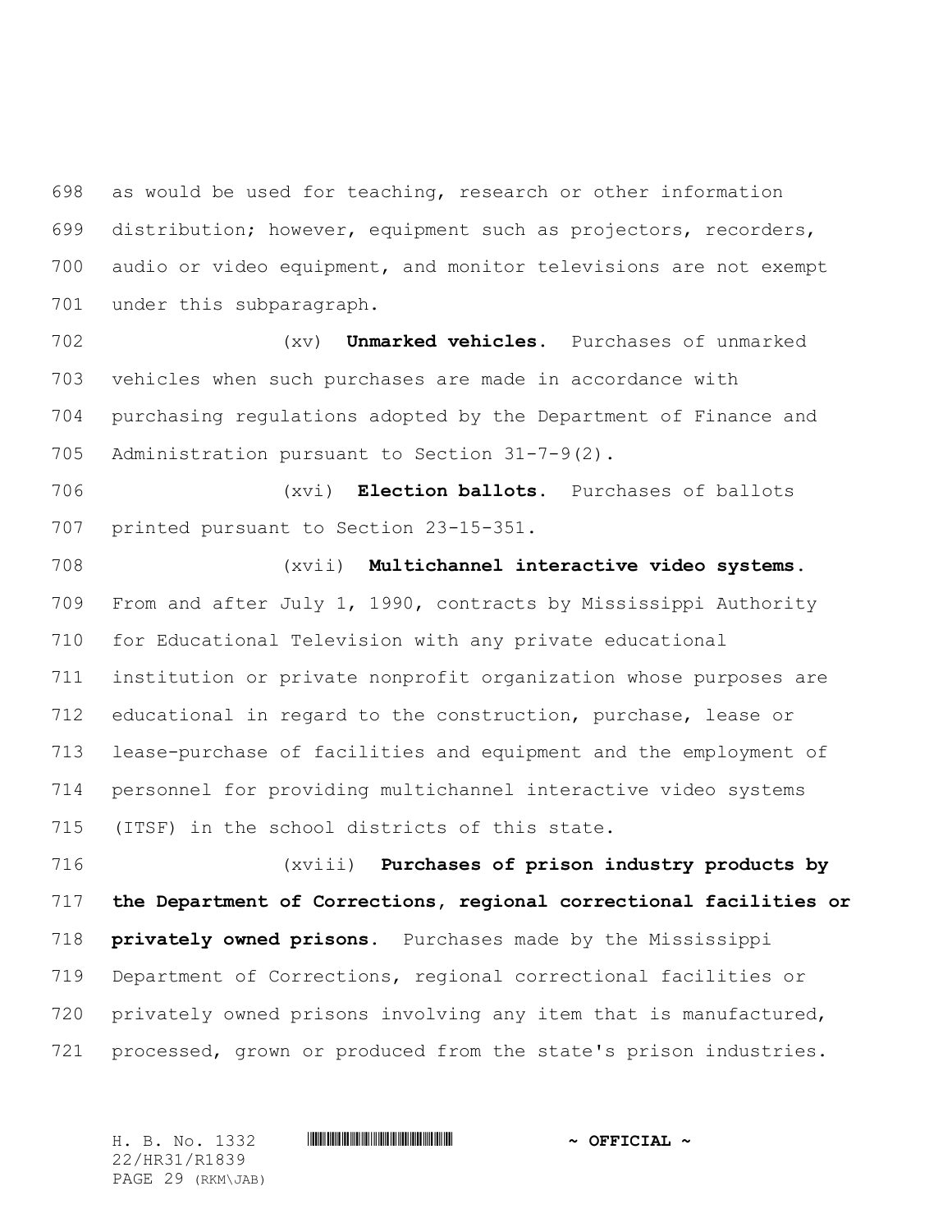as would be used for teaching, research or other information distribution; however, equipment such as projectors, recorders, audio or video equipment, and monitor televisions are not exempt under this subparagraph.

(xv) **Unmarked vehicles.** Purchases of unmarked vehicles when such purchases are made in accordance with purchasing regulations adopted by the Department of Finance and Administration pursuant to Section 31-7-9(2).

(xvi) **Election ballots.** Purchases of ballots printed pursuant to Section 23-15-351.

(xvii) **Multichannel interactive video systems.** From and after July 1, 1990, contracts by Mississippi Authority for Educational Television with any private educational institution or private nonprofit organization whose purposes are educational in regard to the construction, purchase, lease or lease-purchase of facilities and equipment and the employment of personnel for providing multichannel interactive video systems (ITSF) in the school districts of this state.

(xviii) **Purchases of prison industry products by the Department of Corrections, regional correctional facilities or privately owned prisons.** Purchases made by the Mississippi Department of Corrections, regional correctional facilities or privately owned prisons involving any item that is manufactured, processed, grown or produced from the state's prison industries.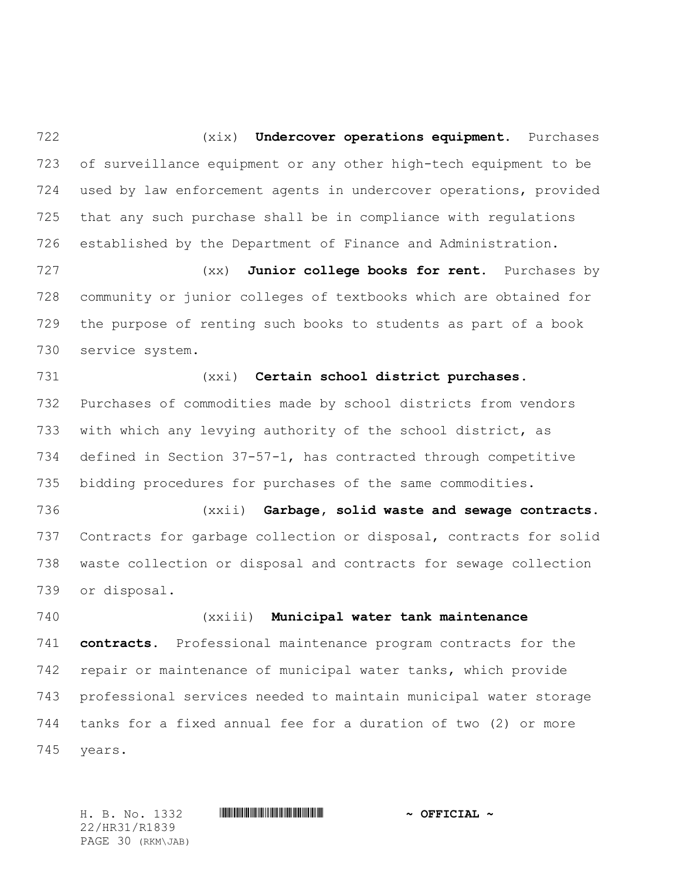(xix) **Undercover operations equipment.** Purchases of surveillance equipment or any other high-tech equipment to be used by law enforcement agents in undercover operations, provided that any such purchase shall be in compliance with regulations established by the Department of Finance and Administration.

(xx) **Junior college books for rent.** Purchases by community or junior colleges of textbooks which are obtained for the purpose of renting such books to students as part of a book service system.

(xxi) **Certain school district purchases.** Purchases of commodities made by school districts from vendors with which any levying authority of the school district, as defined in Section 37-57-1, has contracted through competitive bidding procedures for purchases of the same commodities.

(xxii) **Garbage, solid waste and sewage contracts.** Contracts for garbage collection or disposal, contracts for solid waste collection or disposal and contracts for sewage collection or disposal.

(xxiii) **Municipal water tank maintenance contracts.** Professional maintenance program contracts for the repair or maintenance of municipal water tanks, which provide professional services needed to maintain municipal water storage tanks for a fixed annual fee for a duration of two (2) or more years.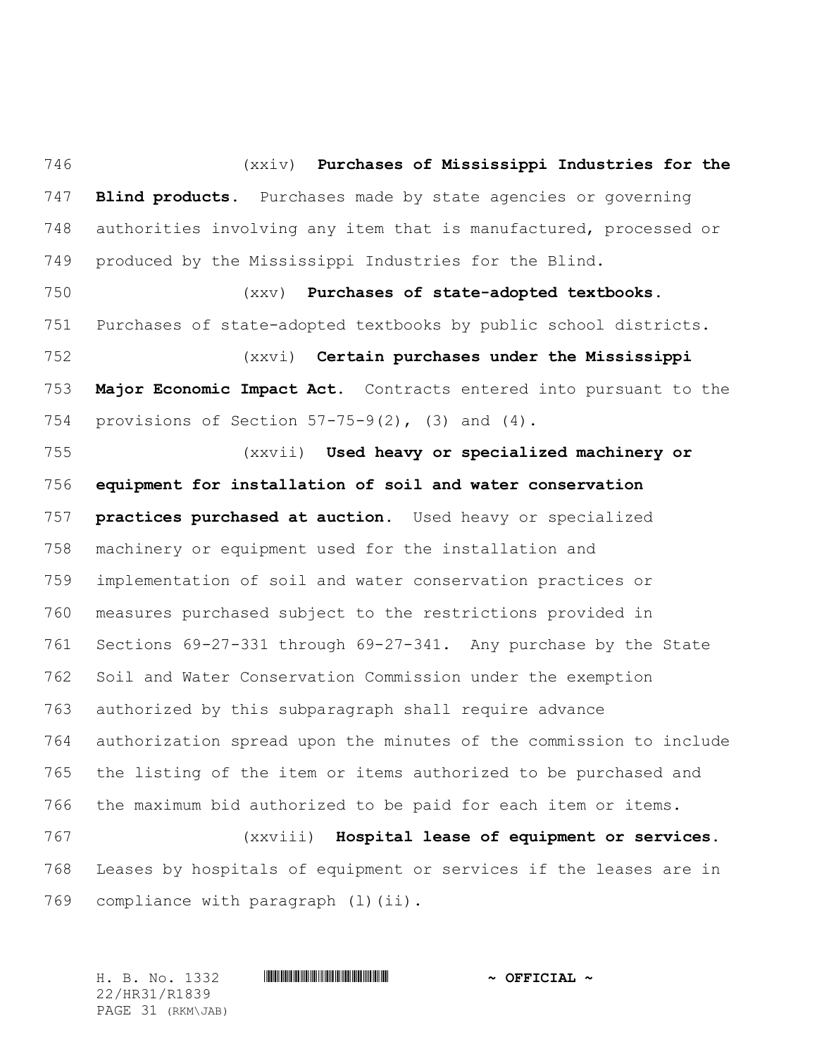(xxiv) **Purchases of Mississippi Industries for the Blind products.** Purchases made by state agencies or governing authorities involving any item that is manufactured, processed or produced by the Mississippi Industries for the Blind.

(xxv) **Purchases of state-adopted textbooks.** Purchases of state-adopted textbooks by public school districts.

(xxvi) **Certain purchases under the Mississippi Major Economic Impact Act.** Contracts entered into pursuant to the provisions of Section 57-75-9(2), (3) and (4).

(xxvii) **Used heavy or specialized machinery or equipment for installation of soil and water conservation practices purchased at auction.** Used heavy or specialized machinery or equipment used for the installation and implementation of soil and water conservation practices or measures purchased subject to the restrictions provided in Sections 69-27-331 through 69-27-341. Any purchase by the State Soil and Water Conservation Commission under the exemption authorized by this subparagraph shall require advance authorization spread upon the minutes of the commission to include the listing of the item or items authorized to be purchased and the maximum bid authorized to be paid for each item or items.

(xxviii) **Hospital lease of equipment or services.** Leases by hospitals of equipment or services if the leases are in compliance with paragraph (l)(ii).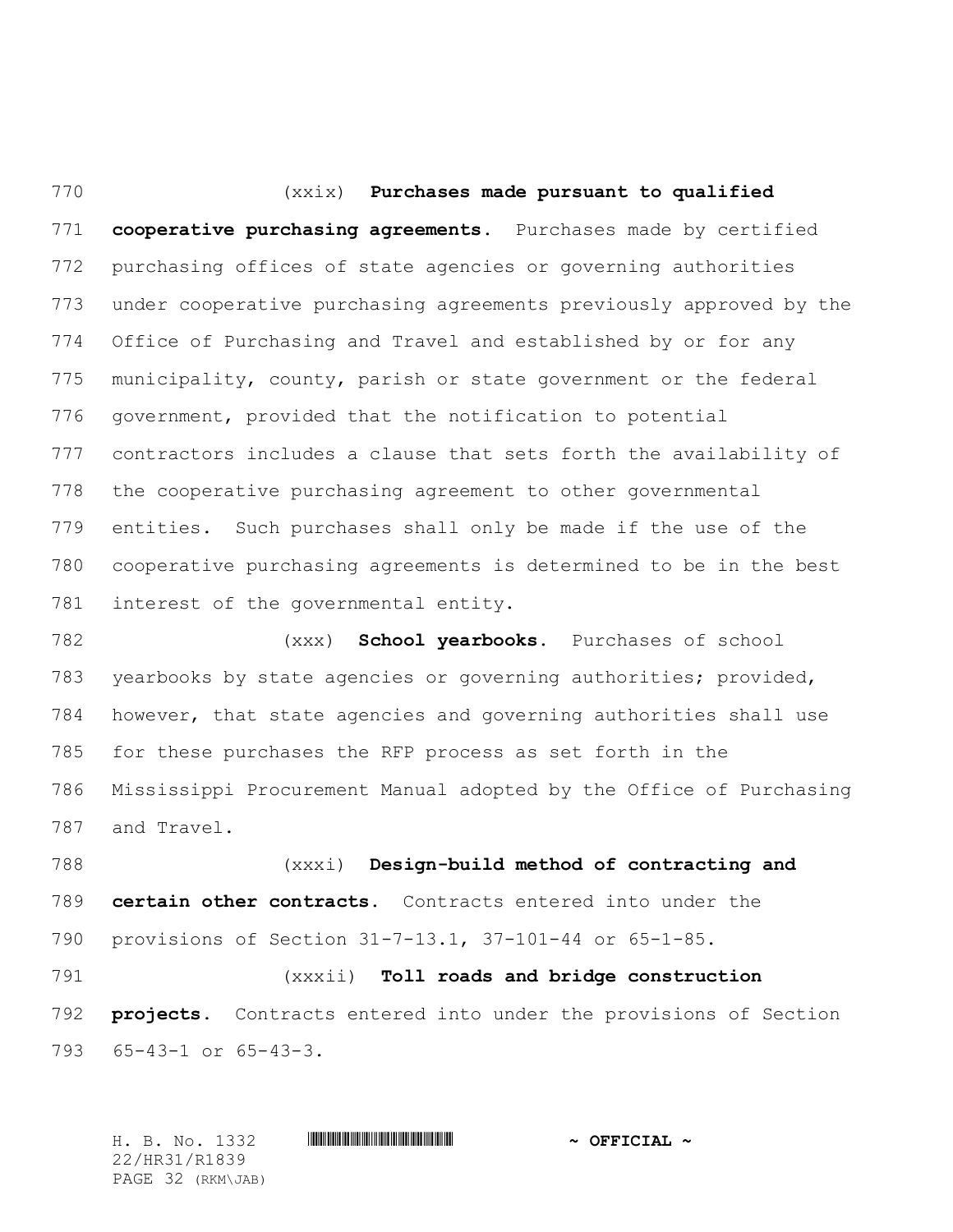(xxix) **Purchases made pursuant to qualified cooperative purchasing agreements.** Purchases made by certified purchasing offices of state agencies or governing authorities under cooperative purchasing agreements previously approved by the Office of Purchasing and Travel and established by or for any municipality, county, parish or state government or the federal government, provided that the notification to potential contractors includes a clause that sets forth the availability of the cooperative purchasing agreement to other governmental entities. Such purchases shall only be made if the use of the cooperative purchasing agreements is determined to be in the best interest of the governmental entity.

(xxx) **School yearbooks.** Purchases of school yearbooks by state agencies or governing authorities; provided, however, that state agencies and governing authorities shall use for these purchases the RFP process as set forth in the Mississippi Procurement Manual adopted by the Office of Purchasing and Travel.

(xxxi) **Design-build method of contracting and certain other contracts.** Contracts entered into under the provisions of Section 31-7-13.1, 37-101-44 or 65-1-85.

(xxxii) **Toll roads and bridge construction projects.** Contracts entered into under the provisions of Section 65-43-1 or 65-43-3.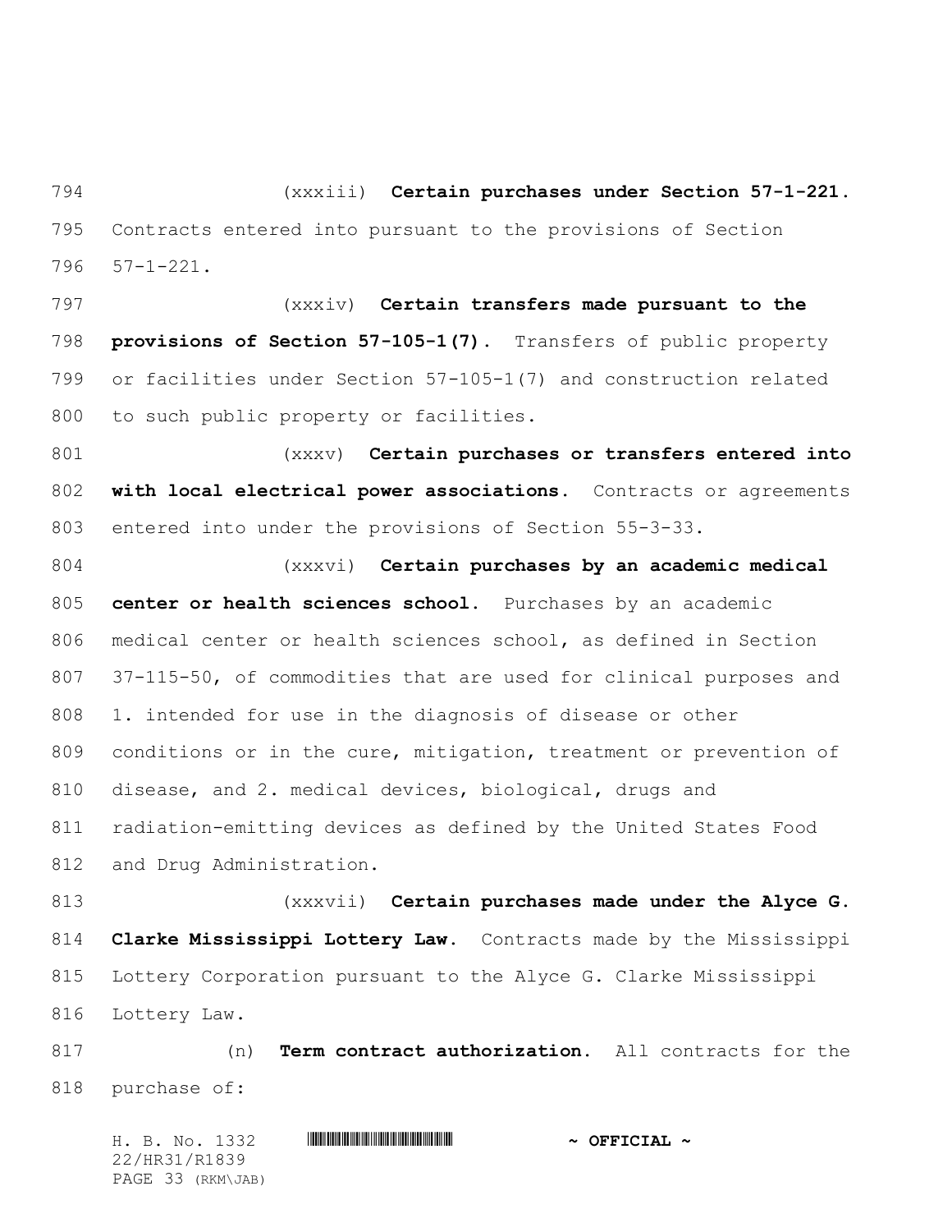(xxxiii) **Certain purchases under Section 57-1-221.** Contracts entered into pursuant to the provisions of Section 57-1-221.

(xxxiv) **Certain transfers made pursuant to the provisions of Section 57-105-1(7).** Transfers of public property or facilities under Section 57-105-1(7) and construction related to such public property or facilities.

(xxxv) **Certain purchases or transfers entered into with local electrical power associations.** Contracts or agreements entered into under the provisions of Section 55-3-33.

(xxxvi) **Certain purchases by an academic medical center or health sciences school.** Purchases by an academic medical center or health sciences school, as defined in Section 37-115-50, of commodities that are used for clinical purposes and 1. intended for use in the diagnosis of disease or other conditions or in the cure, mitigation, treatment or prevention of disease, and 2. medical devices, biological, drugs and radiation-emitting devices as defined by the United States Food and Drug Administration.

(xxxvii) **Certain purchases made under the Alyce G. Clarke Mississippi Lottery Law.** Contracts made by the Mississippi Lottery Corporation pursuant to the Alyce G. Clarke Mississippi Lottery Law.

(n) **Term contract authorization.** All contracts for the purchase of: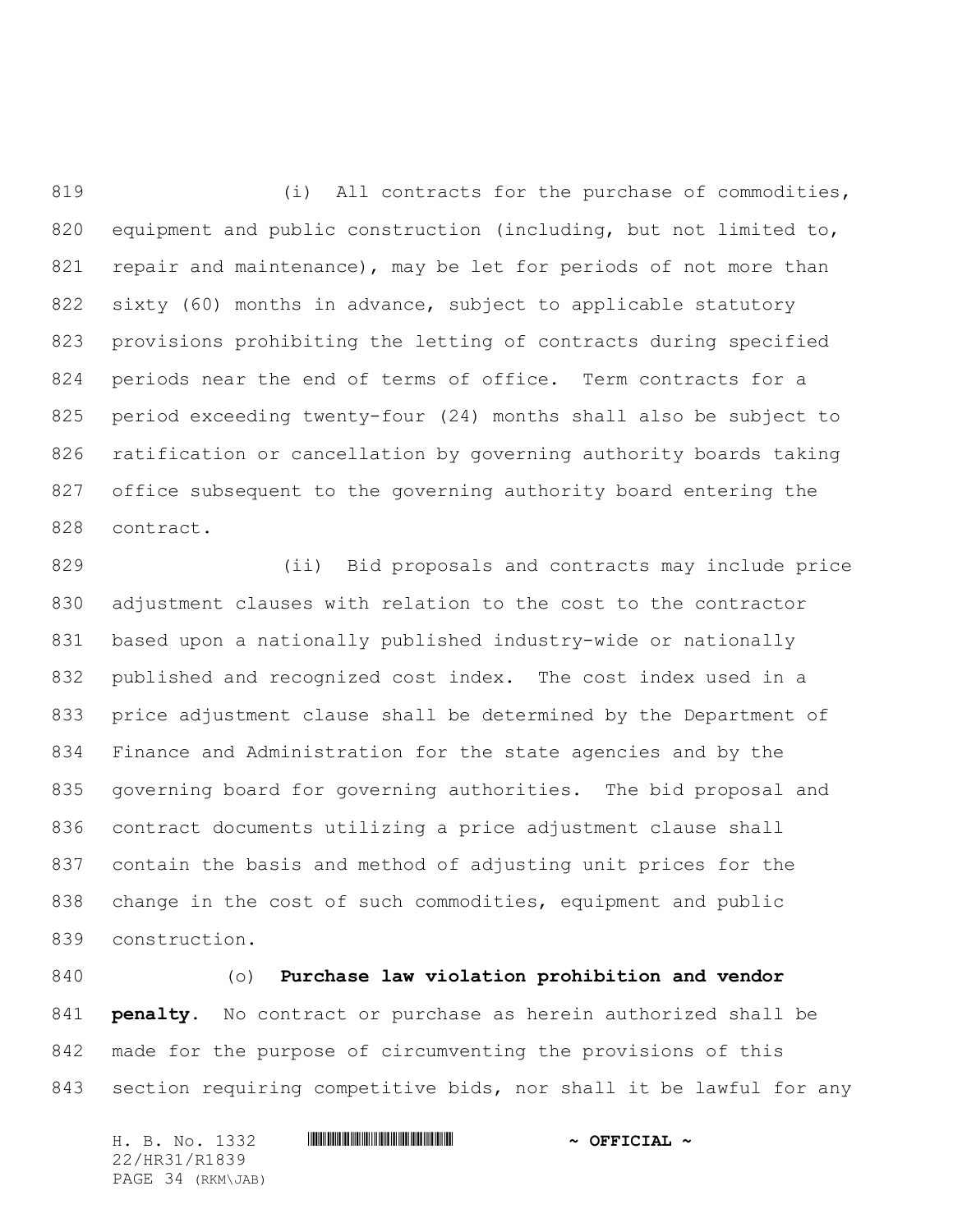(i) All contracts for the purchase of commodities, equipment and public construction (including, but not limited to, repair and maintenance), may be let for periods of not more than sixty (60) months in advance, subject to applicable statutory provisions prohibiting the letting of contracts during specified periods near the end of terms of office. Term contracts for a period exceeding twenty-four (24) months shall also be subject to ratification or cancellation by governing authority boards taking office subsequent to the governing authority board entering the contract.

(ii) Bid proposals and contracts may include price adjustment clauses with relation to the cost to the contractor based upon a nationally published industry-wide or nationally published and recognized cost index. The cost index used in a price adjustment clause shall be determined by the Department of Finance and Administration for the state agencies and by the governing board for governing authorities. The bid proposal and contract documents utilizing a price adjustment clause shall contain the basis and method of adjusting unit prices for the change in the cost of such commodities, equipment and public construction.

(o) **Purchase law violation prohibition and vendor penalty.** No contract or purchase as herein authorized shall be made for the purpose of circumventing the provisions of this section requiring competitive bids, nor shall it be lawful for any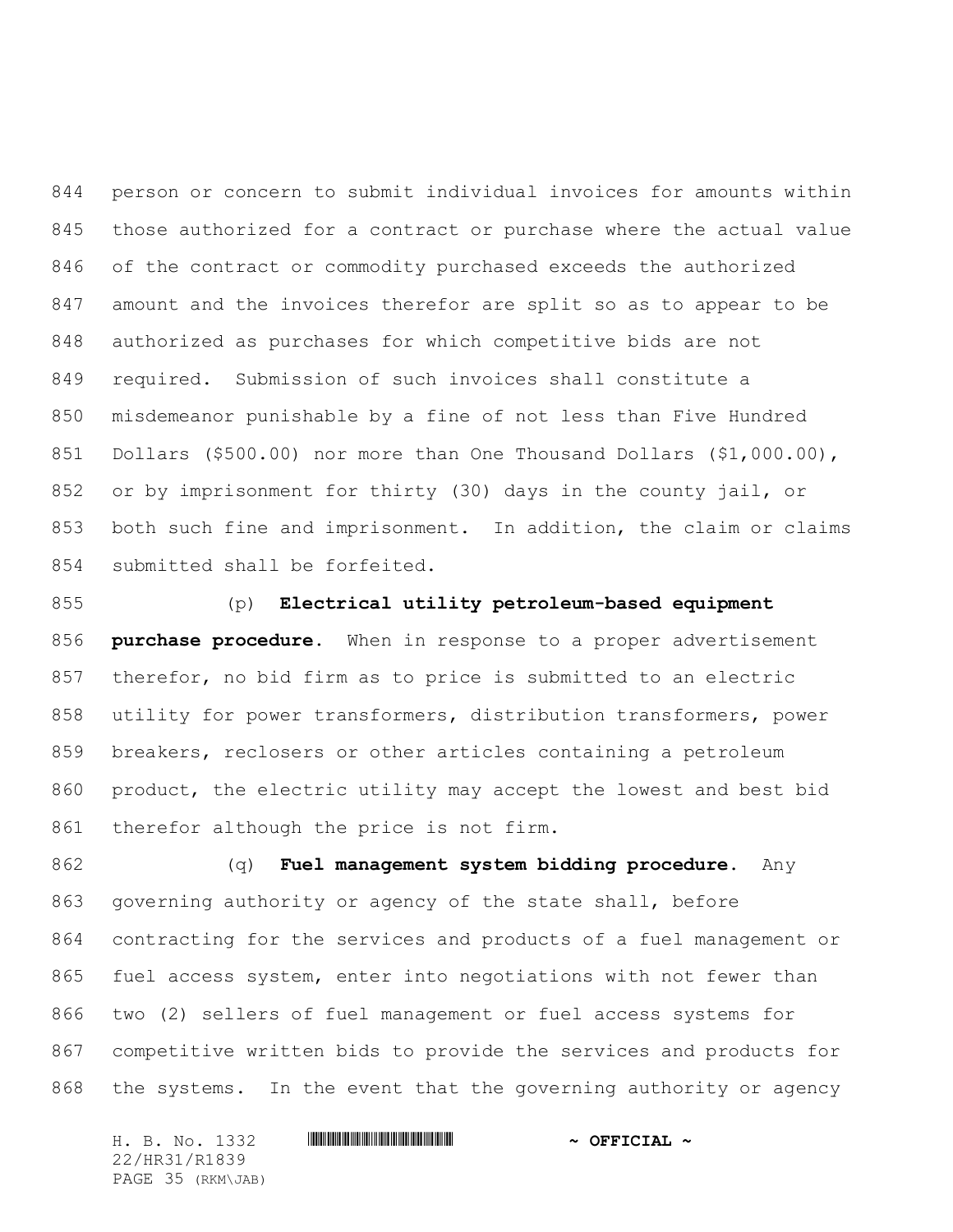person or concern to submit individual invoices for amounts within those authorized for a contract or purchase where the actual value of the contract or commodity purchased exceeds the authorized amount and the invoices therefor are split so as to appear to be authorized as purchases for which competitive bids are not required. Submission of such invoices shall constitute a misdemeanor punishable by a fine of not less than Five Hundred Dollars ($500.00) nor more than One Thousand Dollars ($1,000.00), or by imprisonment for thirty (30) days in the county jail, or both such fine and imprisonment. In addition, the claim or claims submitted shall be forfeited.

(p) **Electrical utility petroleum-based equipment purchase procedure.** When in response to a proper advertisement therefor, no bid firm as to price is submitted to an electric utility for power transformers, distribution transformers, power breakers, reclosers or other articles containing a petroleum product, the electric utility may accept the lowest and best bid therefor although the price is not firm.

(q) **Fuel management system bidding procedure.** Any governing authority or agency of the state shall, before contracting for the services and products of a fuel management or fuel access system, enter into negotiations with not fewer than two (2) sellers of fuel management or fuel access systems for competitive written bids to provide the services and products for the systems. In the event that the governing authority or agency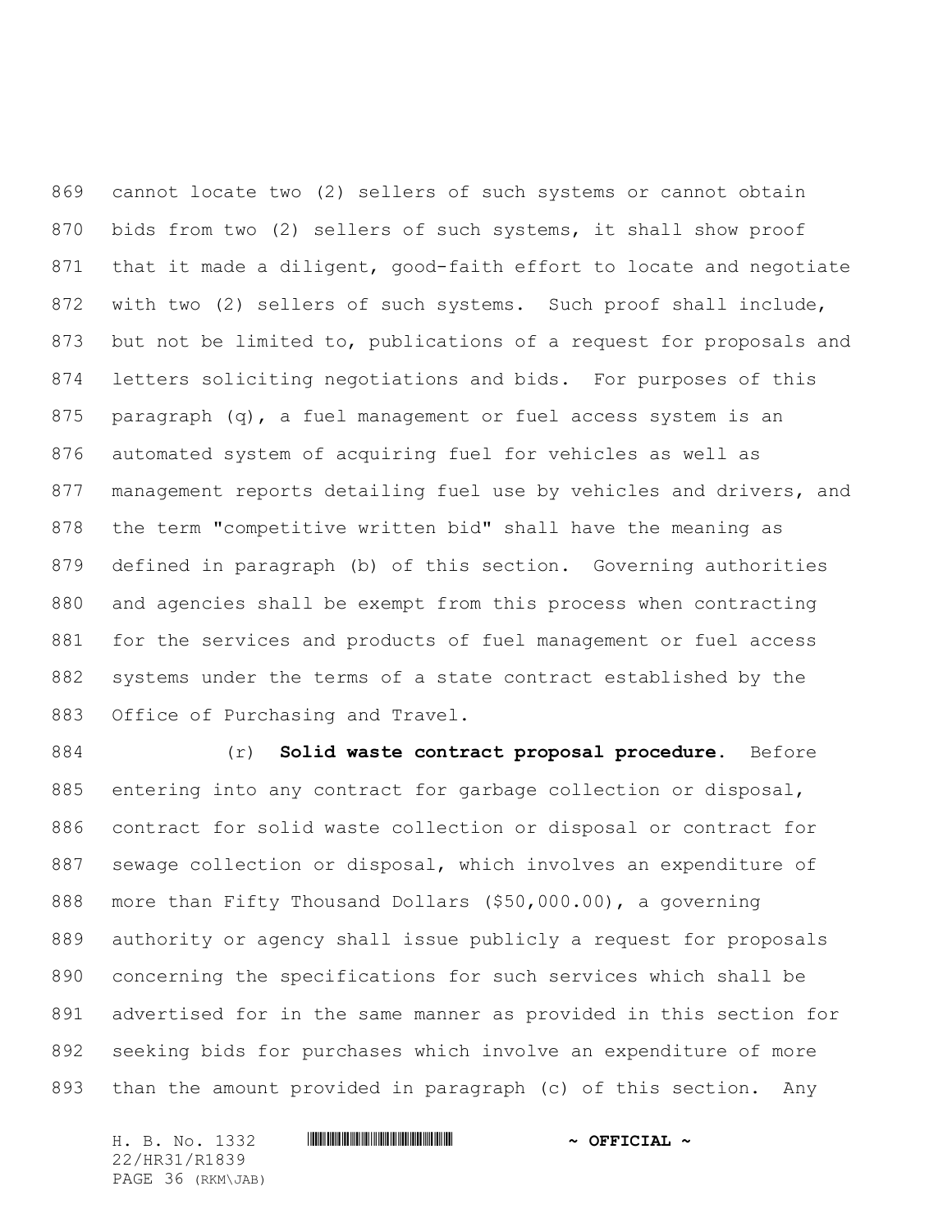cannot locate two (2) sellers of such systems or cannot obtain bids from two (2) sellers of such systems, it shall show proof that it made a diligent, good-faith effort to locate and negotiate with two (2) sellers of such systems. Such proof shall include, but not be limited to, publications of a request for proposals and letters soliciting negotiations and bids. For purposes of this paragraph (q), a fuel management or fuel access system is an automated system of acquiring fuel for vehicles as well as management reports detailing fuel use by vehicles and drivers, and the term "competitive written bid" shall have the meaning as defined in paragraph (b) of this section. Governing authorities and agencies shall be exempt from this process when contracting for the services and products of fuel management or fuel access systems under the terms of a state contract established by the Office of Purchasing and Travel.

(r) **Solid waste contract proposal procedure.** Before entering into any contract for garbage collection or disposal, contract for solid waste collection or disposal or contract for sewage collection or disposal, which involves an expenditure of more than Fifty Thousand Dollars ($50,000.00), a governing authority or agency shall issue publicly a request for proposals concerning the specifications for such services which shall be advertised for in the same manner as provided in this section for seeking bids for purchases which involve an expenditure of more than the amount provided in paragraph (c) of this section. Any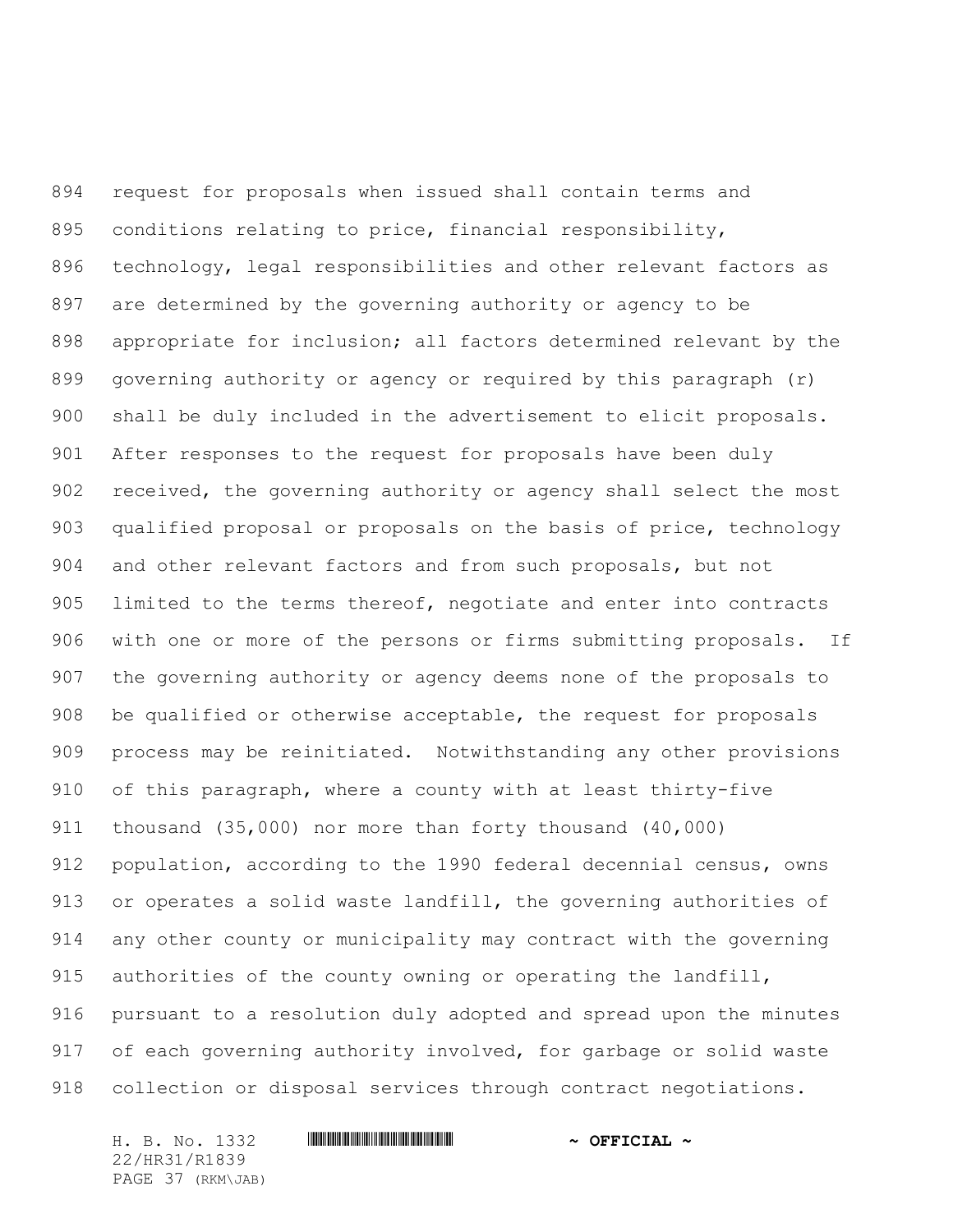request for proposals when issued shall contain terms and conditions relating to price, financial responsibility, technology, legal responsibilities and other relevant factors as are determined by the governing authority or agency to be appropriate for inclusion; all factors determined relevant by the governing authority or agency or required by this paragraph (r) shall be duly included in the advertisement to elicit proposals. After responses to the request for proposals have been duly received, the governing authority or agency shall select the most qualified proposal or proposals on the basis of price, technology and other relevant factors and from such proposals, but not limited to the terms thereof, negotiate and enter into contracts with one or more of the persons or firms submitting proposals. If the governing authority or agency deems none of the proposals to be qualified or otherwise acceptable, the request for proposals process may be reinitiated. Notwithstanding any other provisions of this paragraph, where a county with at least thirty-five thousand (35,000) nor more than forty thousand (40,000) population, according to the 1990 federal decennial census, owns or operates a solid waste landfill, the governing authorities of any other county or municipality may contract with the governing authorities of the county owning or operating the landfill, pursuant to a resolution duly adopted and spread upon the minutes of each governing authority involved, for garbage or solid waste collection or disposal services through contract negotiations.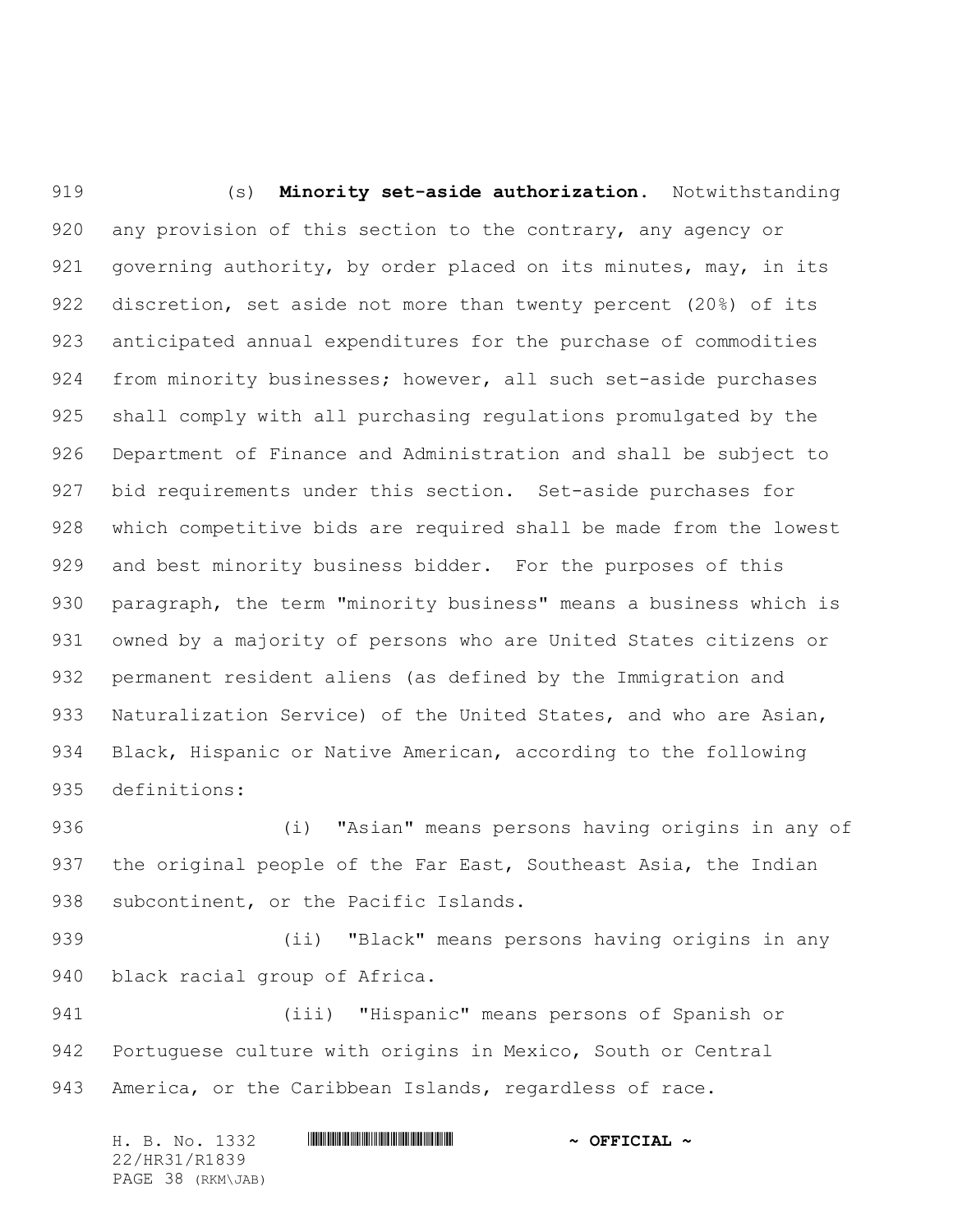(s) **Minority set-aside authorization.** Notwithstanding any provision of this section to the contrary, any agency or governing authority, by order placed on its minutes, may, in its discretion, set aside not more than twenty percent (20%) of its anticipated annual expenditures for the purchase of commodities from minority businesses; however, all such set-aside purchases shall comply with all purchasing regulations promulgated by the Department of Finance and Administration and shall be subject to bid requirements under this section. Set-aside purchases for which competitive bids are required shall be made from the lowest and best minority business bidder. For the purposes of this paragraph, the term "minority business" means a business which is owned by a majority of persons who are United States citizens or permanent resident aliens (as defined by the Immigration and Naturalization Service) of the United States, and who are Asian, Black, Hispanic or Native American, according to the following definitions:

(i) "Asian" means persons having origins in any of the original people of the Far East, Southeast Asia, the Indian subcontinent, or the Pacific Islands.

(ii) "Black" means persons having origins in any black racial group of Africa.

(iii) "Hispanic" means persons of Spanish or Portuguese culture with origins in Mexico, South or Central America, or the Caribbean Islands, regardless of race.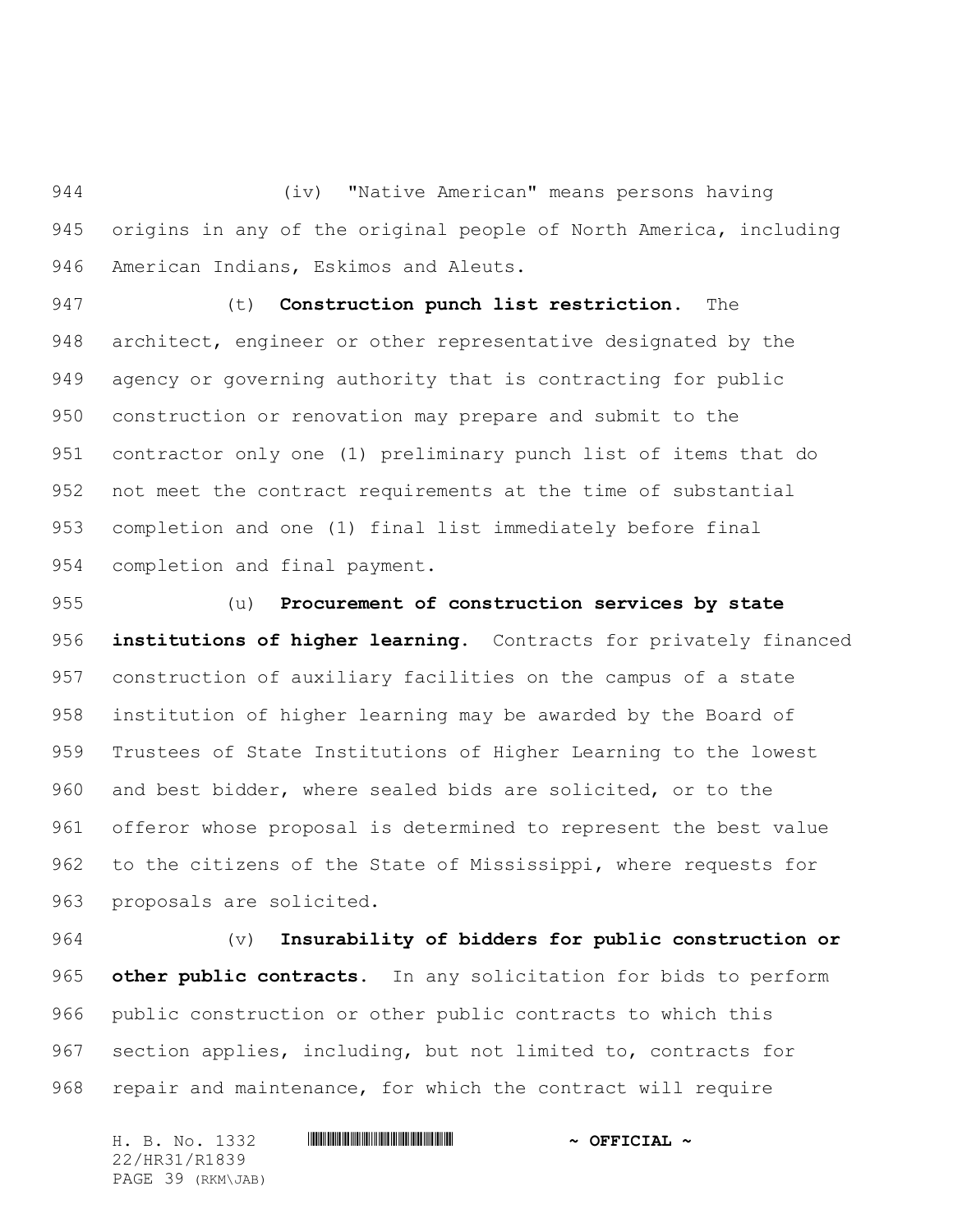(iv) "Native American" means persons having origins in any of the original people of North America, including American Indians, Eskimos and Aleuts.

(t) **Construction punch list restriction.** The architect, engineer or other representative designated by the agency or governing authority that is contracting for public construction or renovation may prepare and submit to the contractor only one (1) preliminary punch list of items that do not meet the contract requirements at the time of substantial completion and one (1) final list immediately before final completion and final payment.

(u) **Procurement of construction services by state institutions of higher learning.** Contracts for privately financed construction of auxiliary facilities on the campus of a state institution of higher learning may be awarded by the Board of Trustees of State Institutions of Higher Learning to the lowest and best bidder, where sealed bids are solicited, or to the offeror whose proposal is determined to represent the best value to the citizens of the State of Mississippi, where requests for proposals are solicited.

(v) **Insurability of bidders for public construction or other public contracts.** In any solicitation for bids to perform public construction or other public contracts to which this section applies, including, but not limited to, contracts for repair and maintenance, for which the contract will require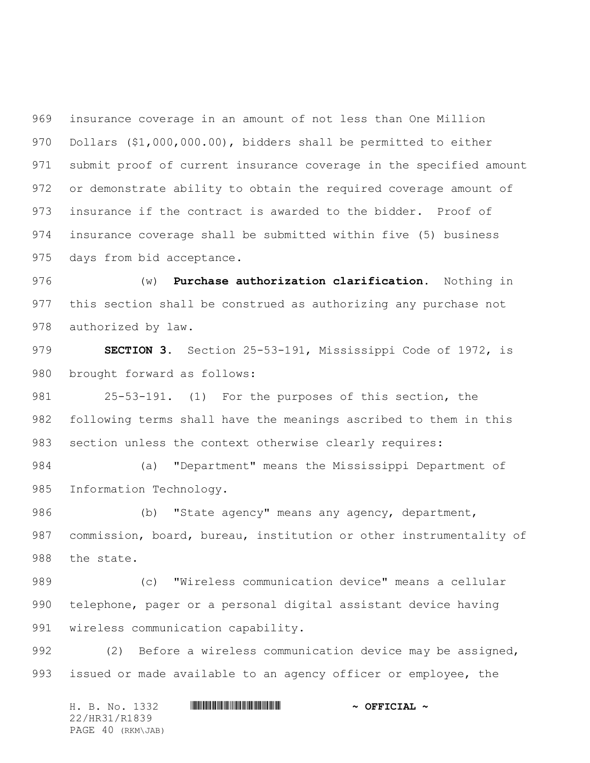insurance coverage in an amount of not less than One Million Dollars ($1,000,000.00), bidders shall be permitted to either submit proof of current insurance coverage in the specified amount or demonstrate ability to obtain the required coverage amount of insurance if the contract is awarded to the bidder. Proof of insurance coverage shall be submitted within five (5) business days from bid acceptance.

(w) **Purchase authorization clarification.** Nothing in this section shall be construed as authorizing any purchase not authorized by law.

**SECTION 3.** Section 25-53-191, Mississippi Code of 1972, is brought forward as follows:

25-53-191. (1) For the purposes of this section, the following terms shall have the meanings ascribed to them in this section unless the context otherwise clearly requires:

(a) "Department" means the Mississippi Department of Information Technology.

(b) "State agency" means any agency, department, commission, board, bureau, institution or other instrumentality of the state.

(c) "Wireless communication device" means a cellular telephone, pager or a personal digital assistant device having wireless communication capability.

(2) Before a wireless communication device may be assigned, issued or made available to an agency officer or employee, the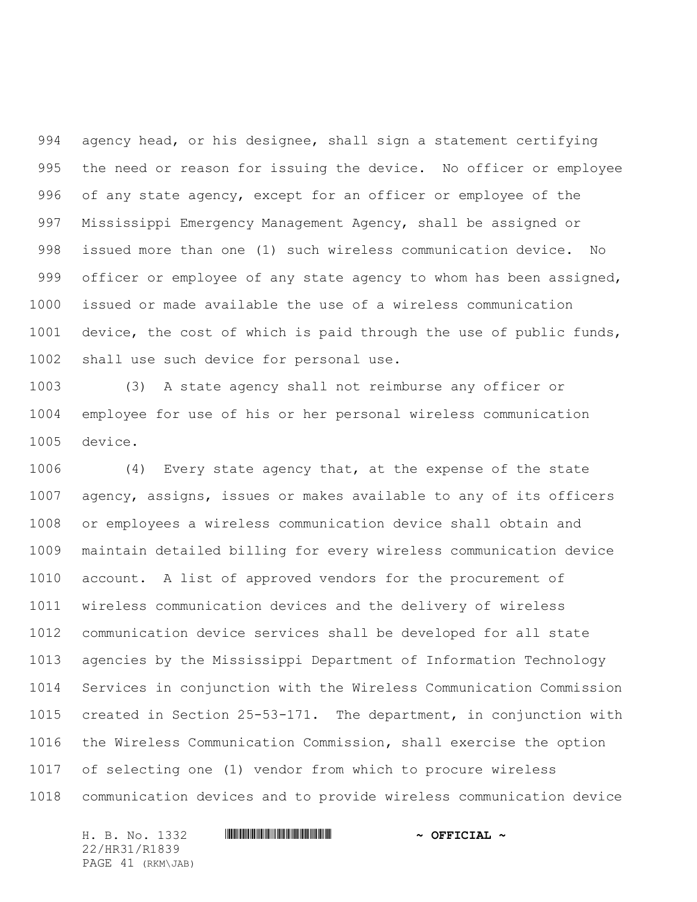agency head, or his designee, shall sign a statement certifying the need or reason for issuing the device. No officer or employee of any state agency, except for an officer or employee of the Mississippi Emergency Management Agency, shall be assigned or issued more than one (1) such wireless communication device. No officer or employee of any state agency to whom has been assigned, issued or made available the use of a wireless communication device, the cost of which is paid through the use of public funds, shall use such device for personal use.

(3) A state agency shall not reimburse any officer or employee for use of his or her personal wireless communication device.

(4) Every state agency that, at the expense of the state agency, assigns, issues or makes available to any of its officers or employees a wireless communication device shall obtain and maintain detailed billing for every wireless communication device account. A list of approved vendors for the procurement of wireless communication devices and the delivery of wireless communication device services shall be developed for all state agencies by the Mississippi Department of Information Technology Services in conjunction with the Wireless Communication Commission created in Section 25-53-171. The department, in conjunction with the Wireless Communication Commission, shall exercise the option of selecting one (1) vendor from which to procure wireless communication devices and to provide wireless communication device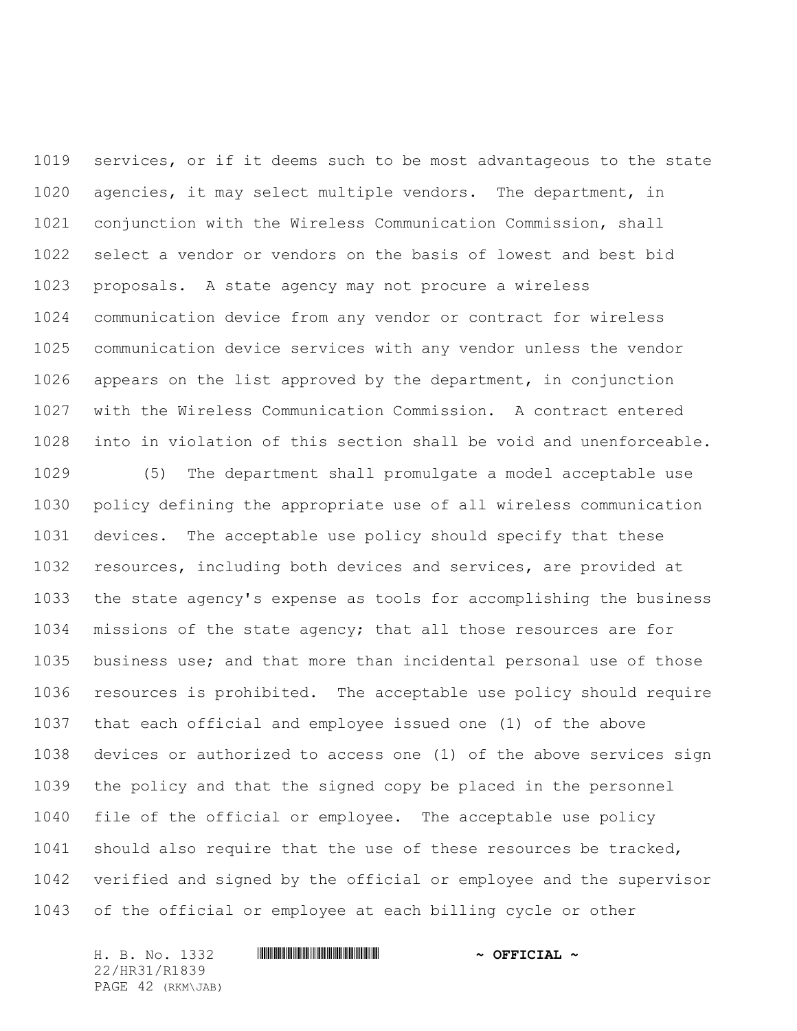services, or if it deems such to be most advantageous to the state agencies, it may select multiple vendors. The department, in conjunction with the Wireless Communication Commission, shall select a vendor or vendors on the basis of lowest and best bid proposals. A state agency may not procure a wireless communication device from any vendor or contract for wireless communication device services with any vendor unless the vendor appears on the list approved by the department, in conjunction with the Wireless Communication Commission. A contract entered into in violation of this section shall be void and unenforceable.

(5) The department shall promulgate a model acceptable use policy defining the appropriate use of all wireless communication devices. The acceptable use policy should specify that these resources, including both devices and services, are provided at the state agency's expense as tools for accomplishing the business missions of the state agency; that all those resources are for business use; and that more than incidental personal use of those resources is prohibited. The acceptable use policy should require that each official and employee issued one (1) of the above devices or authorized to access one (1) of the above services sign the policy and that the signed copy be placed in the personnel file of the official or employee. The acceptable use policy should also require that the use of these resources be tracked, verified and signed by the official or employee and the supervisor of the official or employee at each billing cycle or other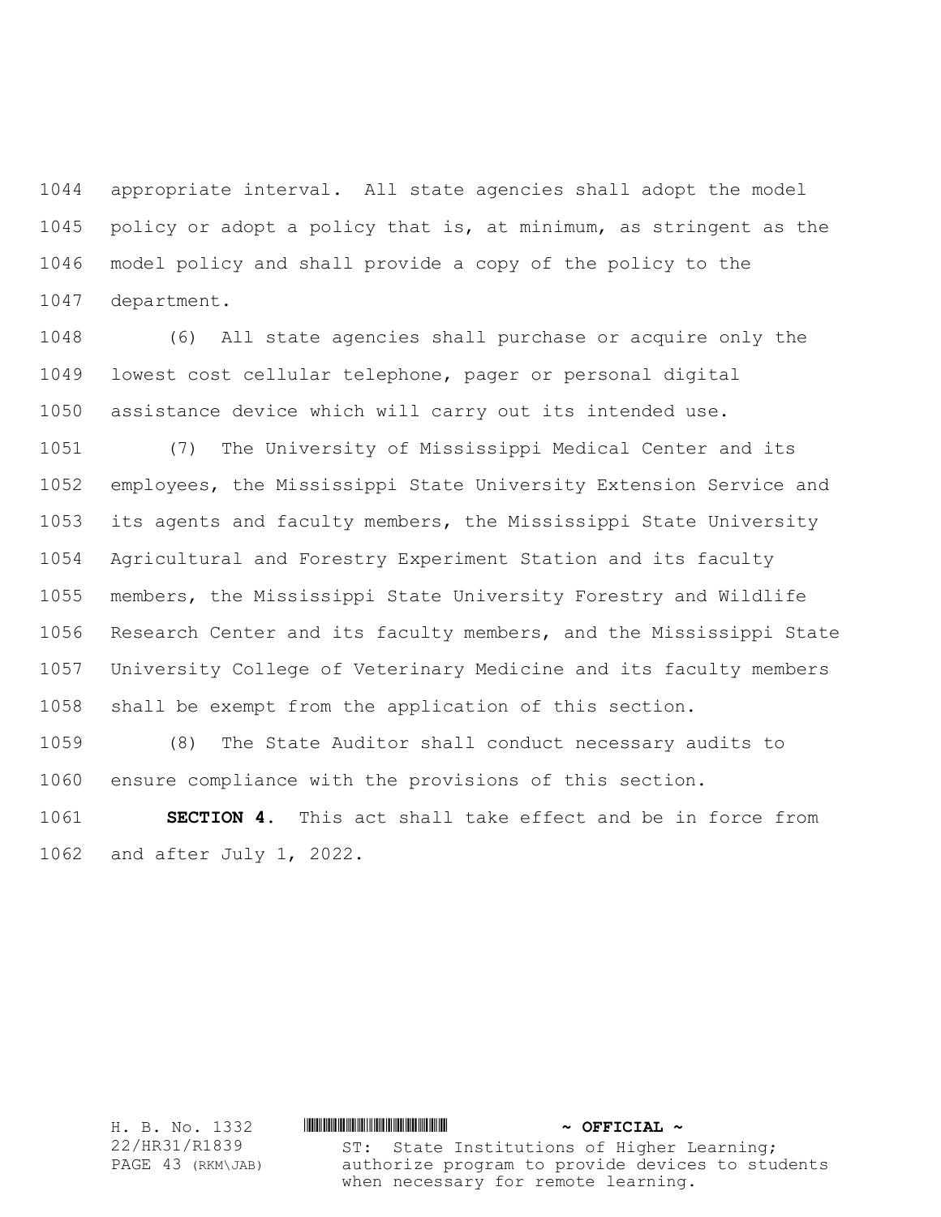appropriate interval. All state agencies shall adopt the model policy or adopt a policy that is, at minimum, as stringent as the model policy and shall provide a copy of the policy to the department.

(6) All state agencies shall purchase or acquire only the lowest cost cellular telephone, pager or personal digital assistance device which will carry out its intended use.

(7) The University of Mississippi Medical Center and its employees, the Mississippi State University Extension Service and its agents and faculty members, the Mississippi State University Agricultural and Forestry Experiment Station and its faculty members, the Mississippi State University Forestry and Wildlife Research Center and its faculty members, and the Mississippi State University College of Veterinary Medicine and its faculty members shall be exempt from the application of this section.

(8) The State Auditor shall conduct necessary audits to ensure compliance with the provisions of this section.

**SECTION 4.** This act shall take effect and be in force from and after July 1, 2022.